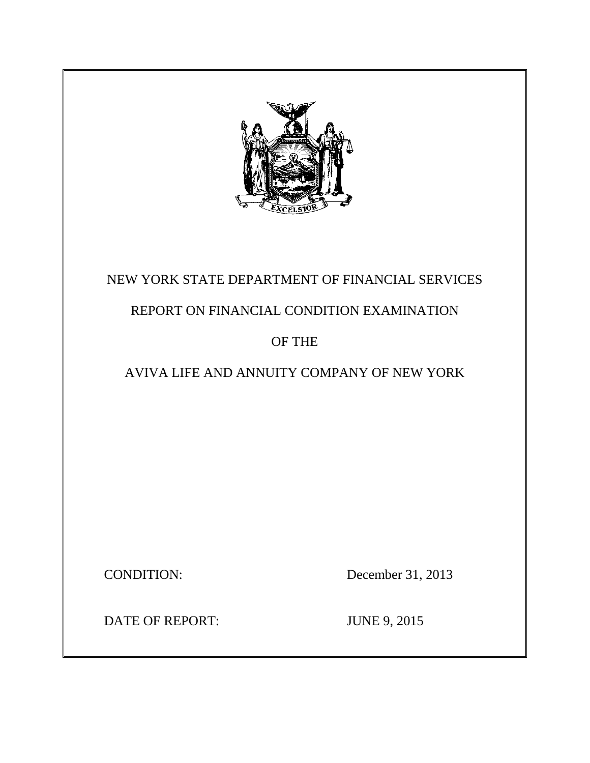NEW YORK STATE DEPARTMENT OF FINANCIAL SERVICES

REPORT ON FINANCIAL CONDITION EXAMINATION

OF THE

AVIVA LIFE AND ANNUITY COMPANY OF NEW YORK

CONDITION: December 31, 2013

DATE OF REPORT: JUNE 9, 2015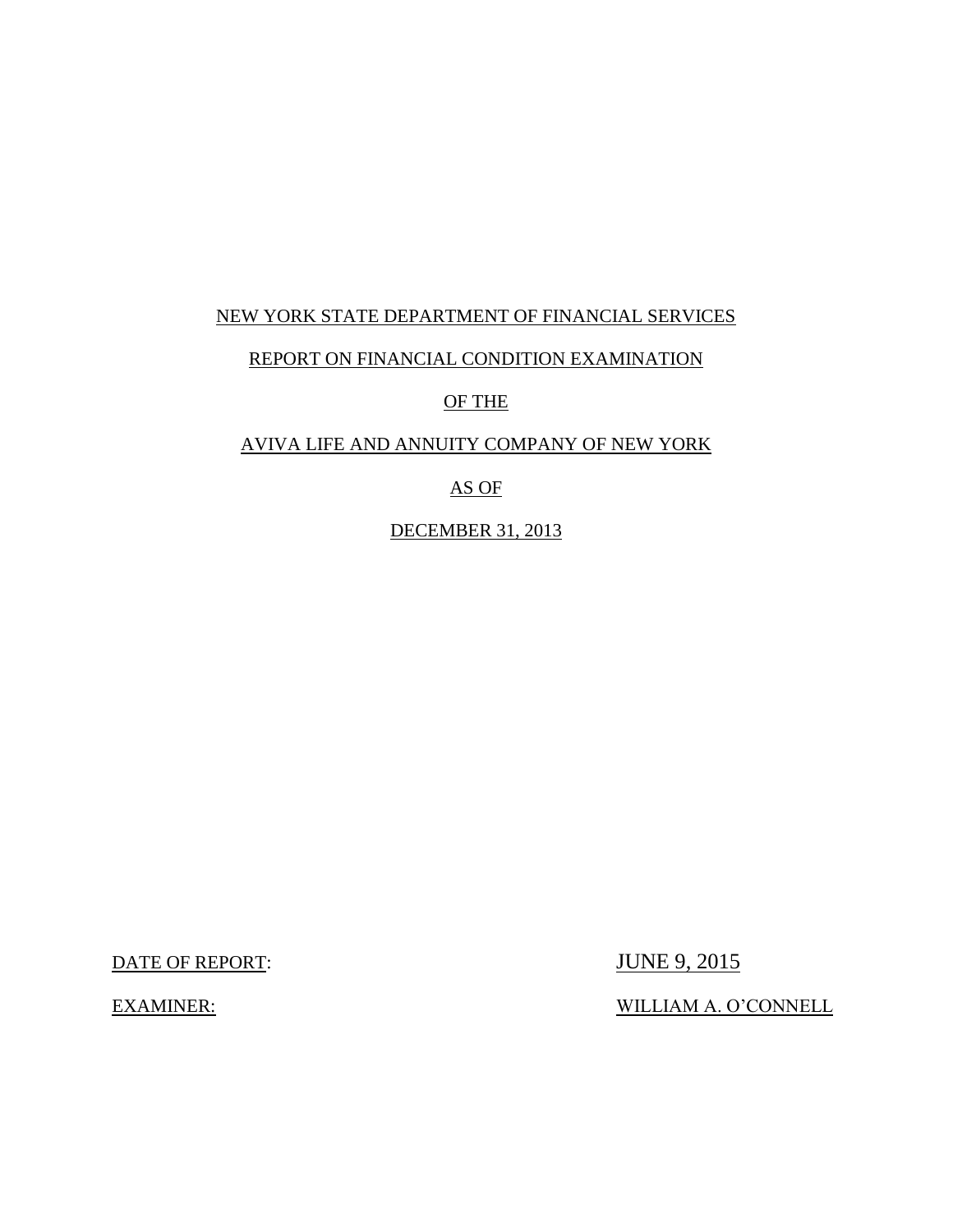NEW YORK STATE DEPARTMENT OF FINANCIAL SERVICES

REPORT ON FINANCIAL CONDITION EXAMINATION

OF THE

AVIVA LIFE AND ANNUITY COMPANY OF NEW YORK

AS OF

DECEMBER 31, 2013

DATE OF REPORT: JUNE 9, 2015

EXAMINER: WILLIAM A. O'CONNELL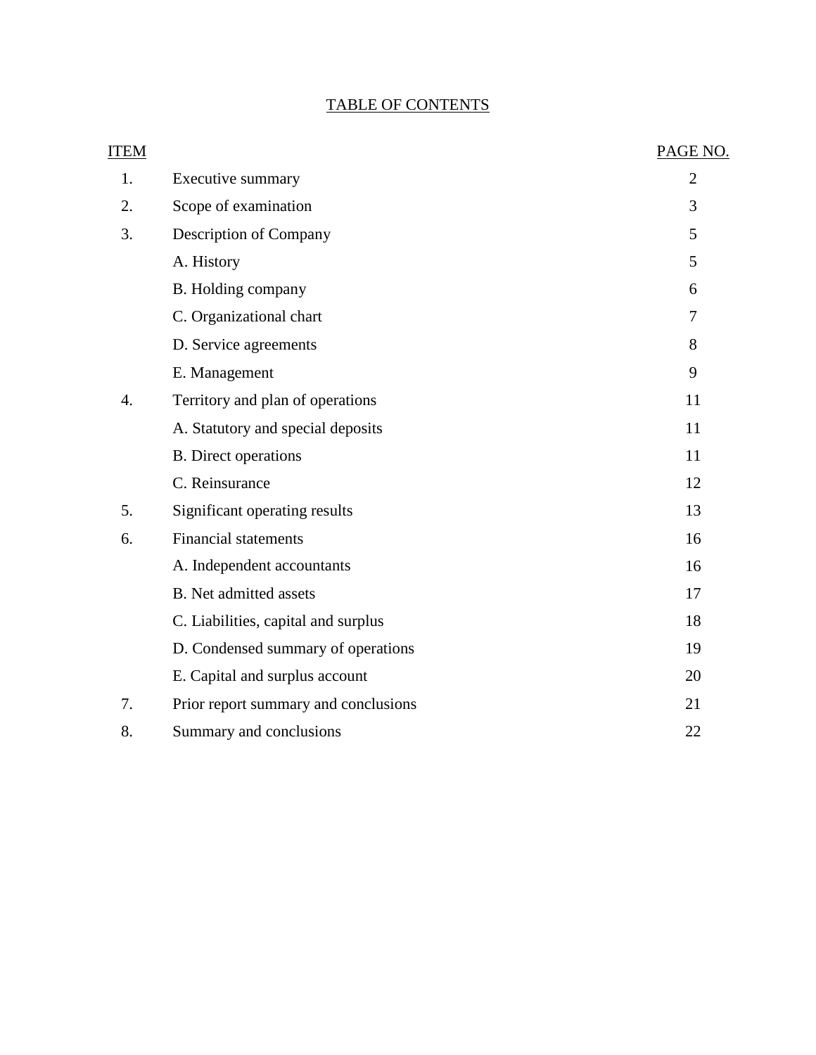# TABLE OF CONTENTS

| ITEM | | PAGE NO. |
|---|---|---|
| 1. | Executive summary | 2 |
| 2. | Scope of examination | 3 |
| 3. | Description of Company | 5 |
| | A. History | 5 |
| | B. Holding company | 6 |
| | C. Organizational chart | 7 |
| | D. Service agreements | 8 |
| | E. Management | 9 |
| 4. | Territory and plan of operations | 11 |
| | A. Statutory and special deposits | 11 |
| | B. Direct operations | 11 |
| | C. Reinsurance | 12 |
| 5. | Significant operating results | 13 |
| 6. | Financial statements | 16 |
| | A. Independent accountants | 16 |
| | B. Net admitted assets | 17 |
| | C. Liabilities, capital and surplus | 18 |
| | D. Condensed summary of operations | 19 |
| | E. Capital and surplus account | 20 |
| 7. | Prior report summary and conclusions | 21 |
| 8. | Summary and conclusions | 22 |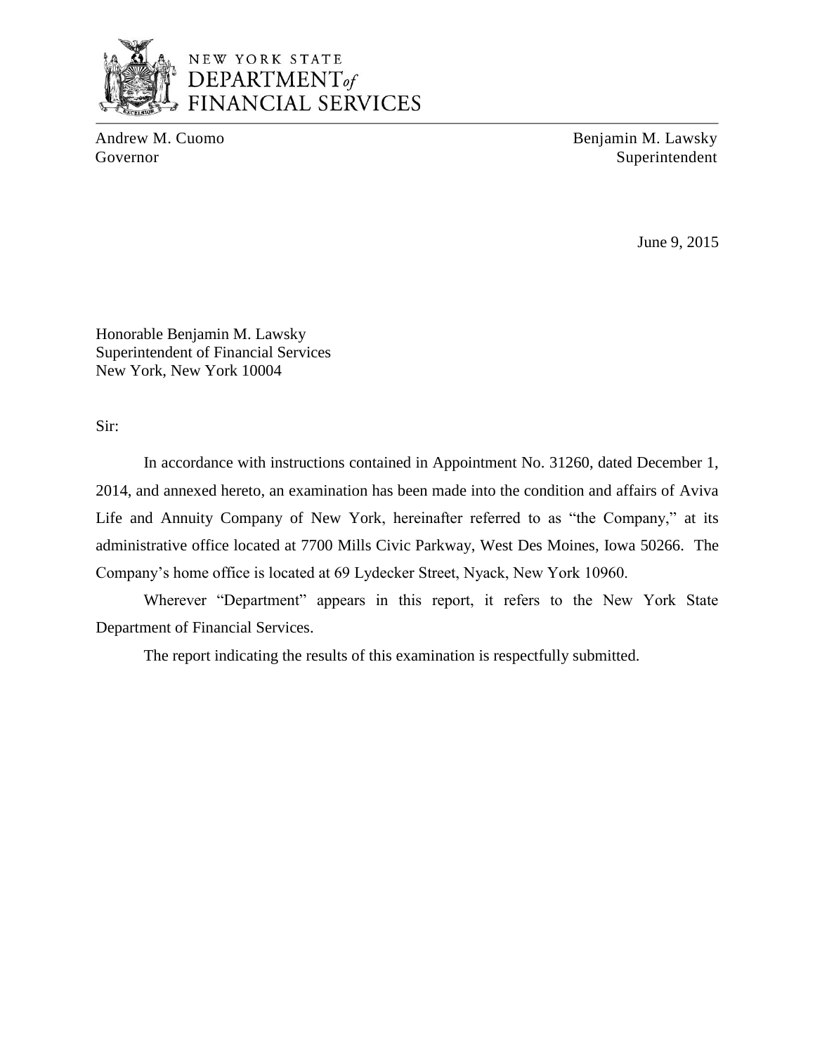NEW YORK STATE
DEPARTMENT *of*
FINANCIAL SERVICES

Andrew M. Cuomo
Governor

Benjamin M. Lawsky
Superintendent

June 9, 2015

Honorable Benjamin M. Lawsky
Superintendent of Financial Services
New York, New York 10004

Sir:

In accordance with instructions contained in Appointment No. 31260, dated December 1, 2014, and annexed hereto, an examination has been made into the condition and affairs of Aviva Life and Annuity Company of New York, hereinafter referred to as "the Company," at its administrative office located at 7700 Mills Civic Parkway, West Des Moines, Iowa 50266. The Company's home office is located at 69 Lydecker Street, Nyack, New York 10960.

Wherever "Department" appears in this report, it refers to the New York State Department of Financial Services.

The report indicating the results of this examination is respectfully submitted.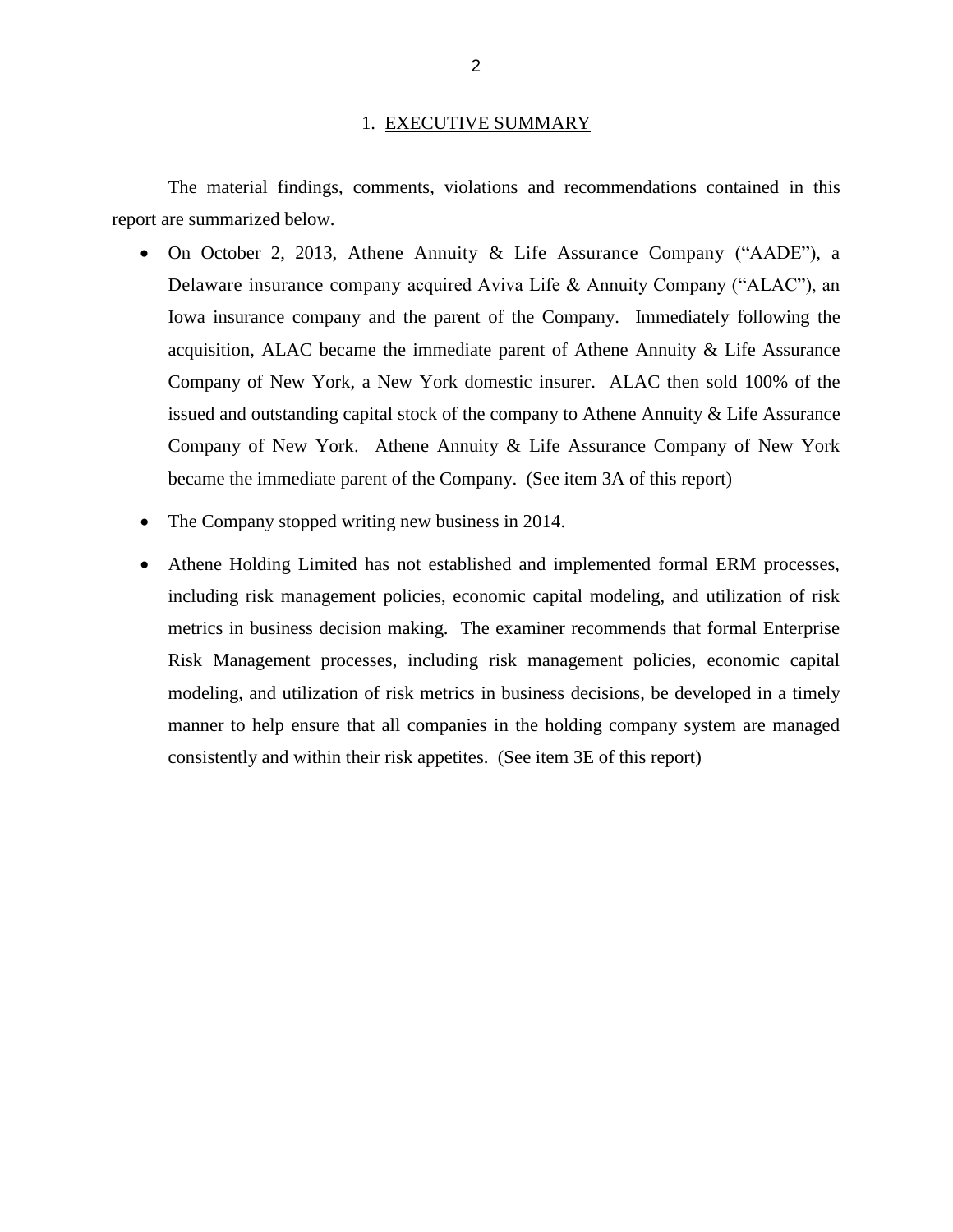## 1. EXECUTIVE SUMMARY

The material findings, comments, violations and recommendations contained in this report are summarized below.

- On October 2, 2013, Athene Annuity & Life Assurance Company ("AADE"), a Delaware insurance company acquired Aviva Life & Annuity Company ("ALAC"), an Iowa insurance company and the parent of the Company. Immediately following the acquisition, ALAC became the immediate parent of Athene Annuity & Life Assurance Company of New York, a New York domestic insurer. ALAC then sold 100% of the issued and outstanding capital stock of the company to Athene Annuity & Life Assurance Company of New York. Athene Annuity & Life Assurance Company of New York became the immediate parent of the Company. (See item 3A of this report)

- The Company stopped writing new business in 2014.

- Athene Holding Limited has not established and implemented formal ERM processes, including risk management policies, economic capital modeling, and utilization of risk metrics in business decision making. The examiner recommends that formal Enterprise Risk Management processes, including risk management policies, economic capital modeling, and utilization of risk metrics in business decisions, be developed in a timely manner to help ensure that all companies in the holding company system are managed consistently and within their risk appetites. (See item 3E of this report)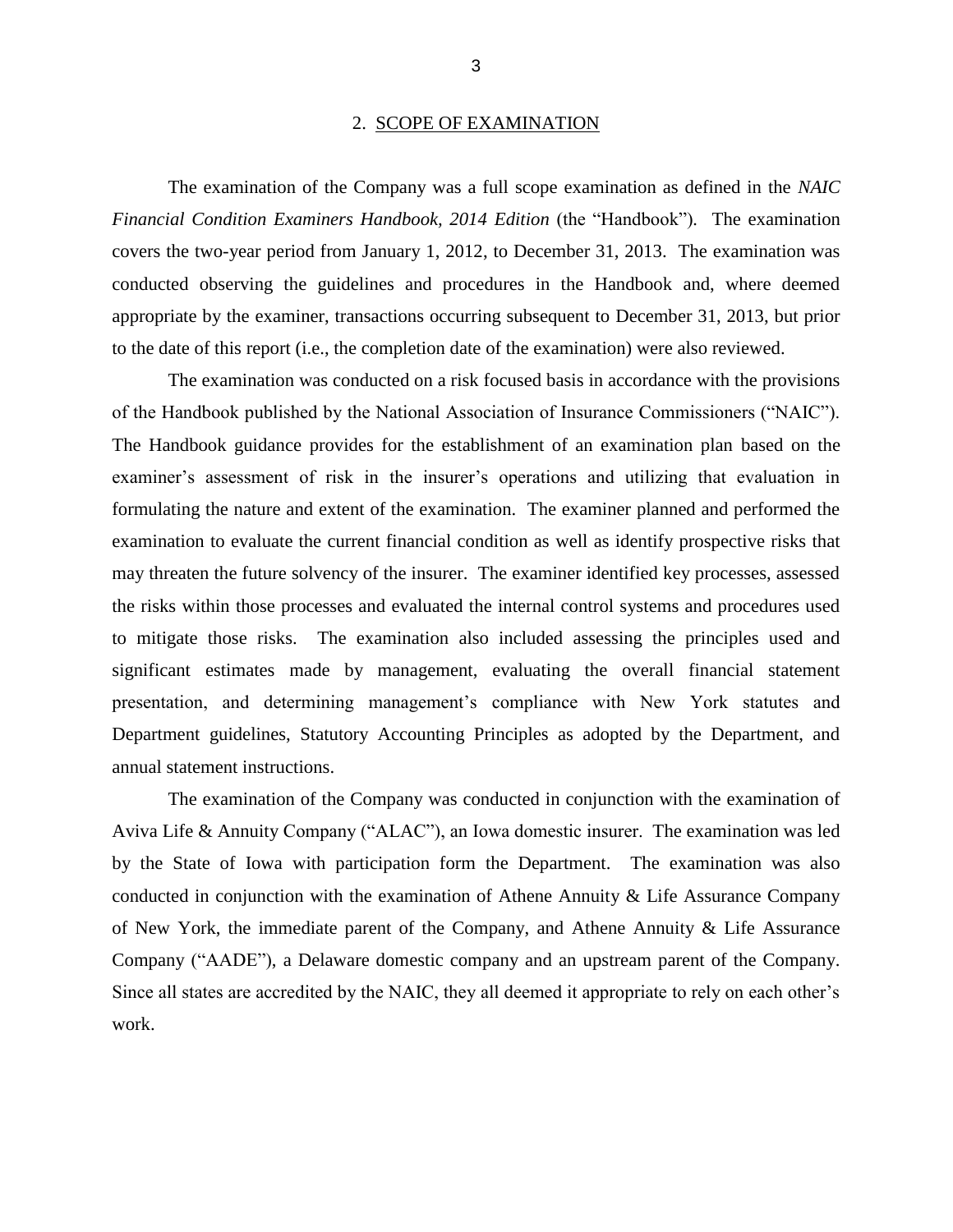## 2. SCOPE OF EXAMINATION

The examination of the Company was a full scope examination as defined in the *NAIC Financial Condition Examiners Handbook, 2014 Edition* (the "Handbook"). The examination covers the two-year period from January 1, 2012, to December 31, 2013. The examination was conducted observing the guidelines and procedures in the Handbook and, where deemed appropriate by the examiner, transactions occurring subsequent to December 31, 2013, but prior to the date of this report (i.e., the completion date of the examination) were also reviewed.

The examination was conducted on a risk focused basis in accordance with the provisions of the Handbook published by the National Association of Insurance Commissioners ("NAIC"). The Handbook guidance provides for the establishment of an examination plan based on the examiner's assessment of risk in the insurer's operations and utilizing that evaluation in formulating the nature and extent of the examination. The examiner planned and performed the examination to evaluate the current financial condition as well as identify prospective risks that may threaten the future solvency of the insurer. The examiner identified key processes, assessed the risks within those processes and evaluated the internal control systems and procedures used to mitigate those risks. The examination also included assessing the principles used and significant estimates made by management, evaluating the overall financial statement presentation, and determining management's compliance with New York statutes and Department guidelines, Statutory Accounting Principles as adopted by the Department, and annual statement instructions.

The examination of the Company was conducted in conjunction with the examination of Aviva Life & Annuity Company ("ALAC"), an Iowa domestic insurer. The examination was led by the State of Iowa with participation form the Department. The examination was also conducted in conjunction with the examination of Athene Annuity & Life Assurance Company of New York, the immediate parent of the Company, and Athene Annuity & Life Assurance Company ("AADE"), a Delaware domestic company and an upstream parent of the Company. Since all states are accredited by the NAIC, they all deemed it appropriate to rely on each other's work.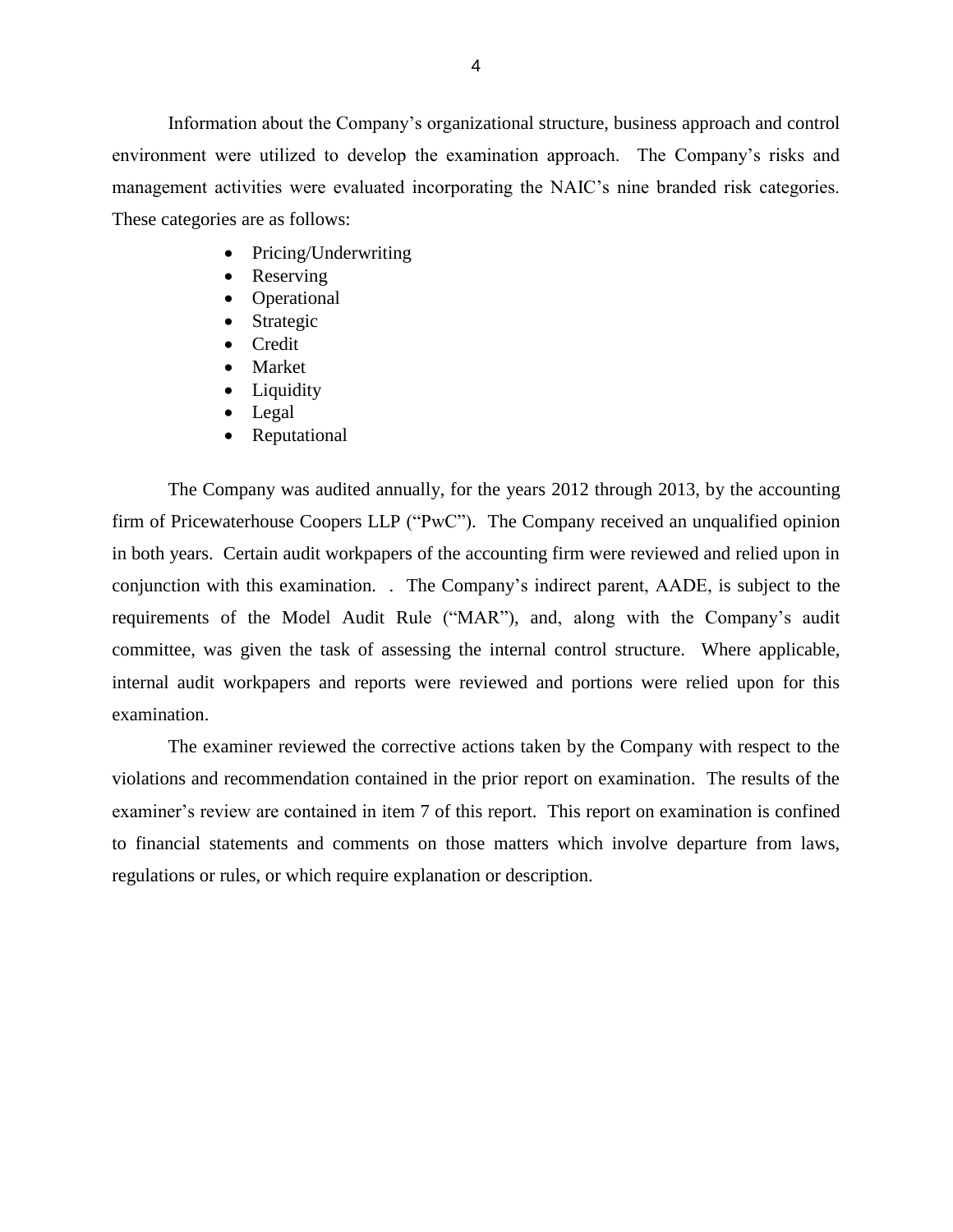Information about the Company's organizational structure, business approach and control environment were utilized to develop the examination approach. The Company's risks and management activities were evaluated incorporating the NAIC's nine branded risk categories. These categories are as follows:

- Pricing/Underwriting
- Reserving
- Operational
- Strategic
- Credit
- Market
- Liquidity
- Legal
- Reputational

The Company was audited annually, for the years 2012 through 2013, by the accounting firm of Pricewaterhouse Coopers LLP ("PwC"). The Company received an unqualified opinion in both years. Certain audit workpapers of the accounting firm were reviewed and relied upon in conjunction with this examination. . The Company's indirect parent, AADE, is subject to the requirements of the Model Audit Rule ("MAR"), and, along with the Company's audit committee, was given the task of assessing the internal control structure. Where applicable, internal audit workpapers and reports were reviewed and portions were relied upon for this examination.

The examiner reviewed the corrective actions taken by the Company with respect to the violations and recommendation contained in the prior report on examination. The results of the examiner's review are contained in item 7 of this report. This report on examination is confined to financial statements and comments on those matters which involve departure from laws, regulations or rules, or which require explanation or description.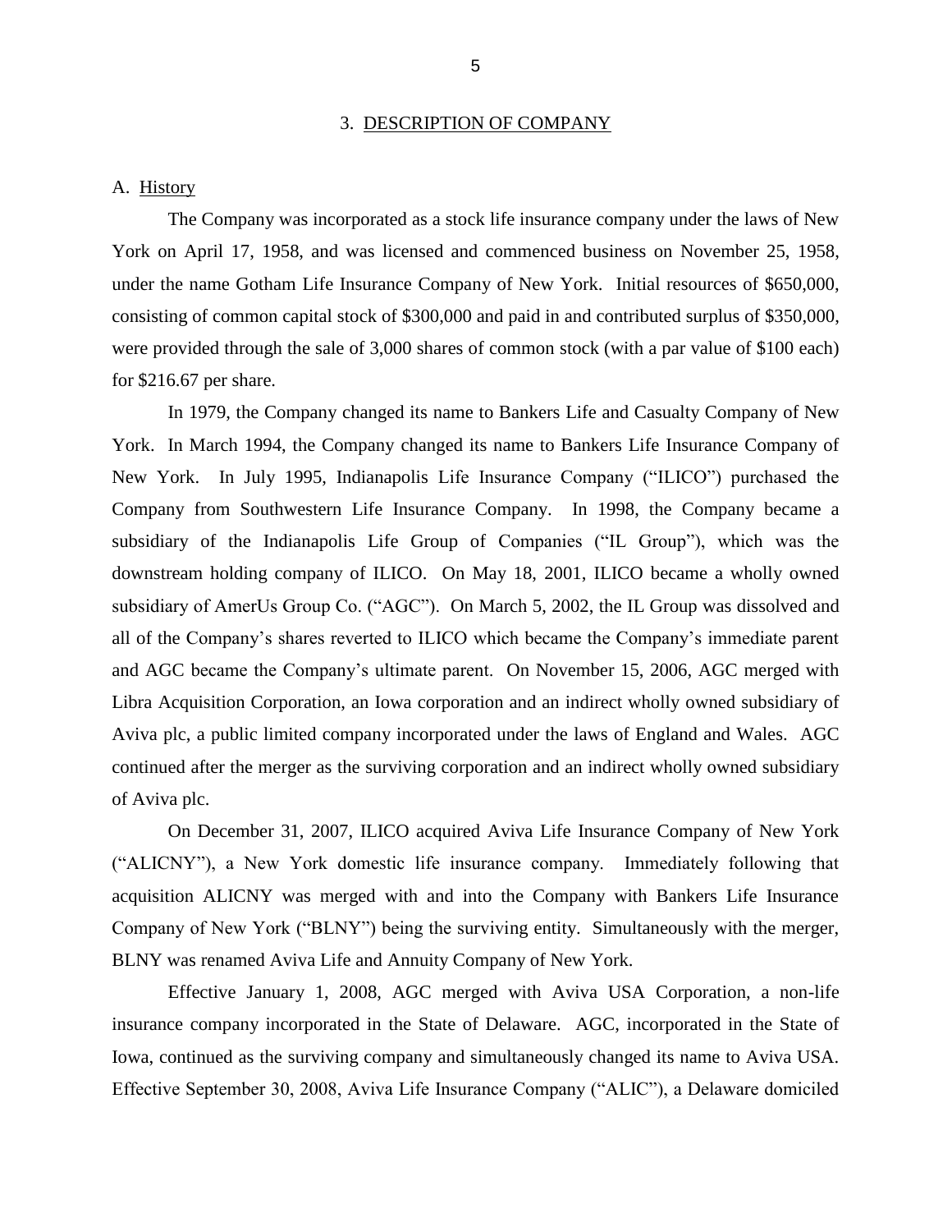## 3. DESCRIPTION OF COMPANY

### A. History

The Company was incorporated as a stock life insurance company under the laws of New York on April 17, 1958, and was licensed and commenced business on November 25, 1958, under the name Gotham Life Insurance Company of New York. Initial resources of $650,000, consisting of common capital stock of $300,000 and paid in and contributed surplus of $350,000, were provided through the sale of 3,000 shares of common stock (with a par value of $100 each) for $216.67 per share.

In 1979, the Company changed its name to Bankers Life and Casualty Company of New York. In March 1994, the Company changed its name to Bankers Life Insurance Company of New York. In July 1995, Indianapolis Life Insurance Company ("ILICO") purchased the Company from Southwestern Life Insurance Company. In 1998, the Company became a subsidiary of the Indianapolis Life Group of Companies ("IL Group"), which was the downstream holding company of ILICO. On May 18, 2001, ILICO became a wholly owned subsidiary of AmerUs Group Co. ("AGC"). On March 5, 2002, the IL Group was dissolved and all of the Company's shares reverted to ILICO which became the Company's immediate parent and AGC became the Company's ultimate parent. On November 15, 2006, AGC merged with Libra Acquisition Corporation, an Iowa corporation and an indirect wholly owned subsidiary of Aviva plc, a public limited company incorporated under the laws of England and Wales. AGC continued after the merger as the surviving corporation and an indirect wholly owned subsidiary of Aviva plc.

On December 31, 2007, ILICO acquired Aviva Life Insurance Company of New York ("ALICNY"), a New York domestic life insurance company. Immediately following that acquisition ALICNY was merged with and into the Company with Bankers Life Insurance Company of New York ("BLNY") being the surviving entity. Simultaneously with the merger, BLNY was renamed Aviva Life and Annuity Company of New York.

Effective January 1, 2008, AGC merged with Aviva USA Corporation, a non-life insurance company incorporated in the State of Delaware. AGC, incorporated in the State of Iowa, continued as the surviving company and simultaneously changed its name to Aviva USA. Effective September 30, 2008, Aviva Life Insurance Company ("ALIC"), a Delaware domiciled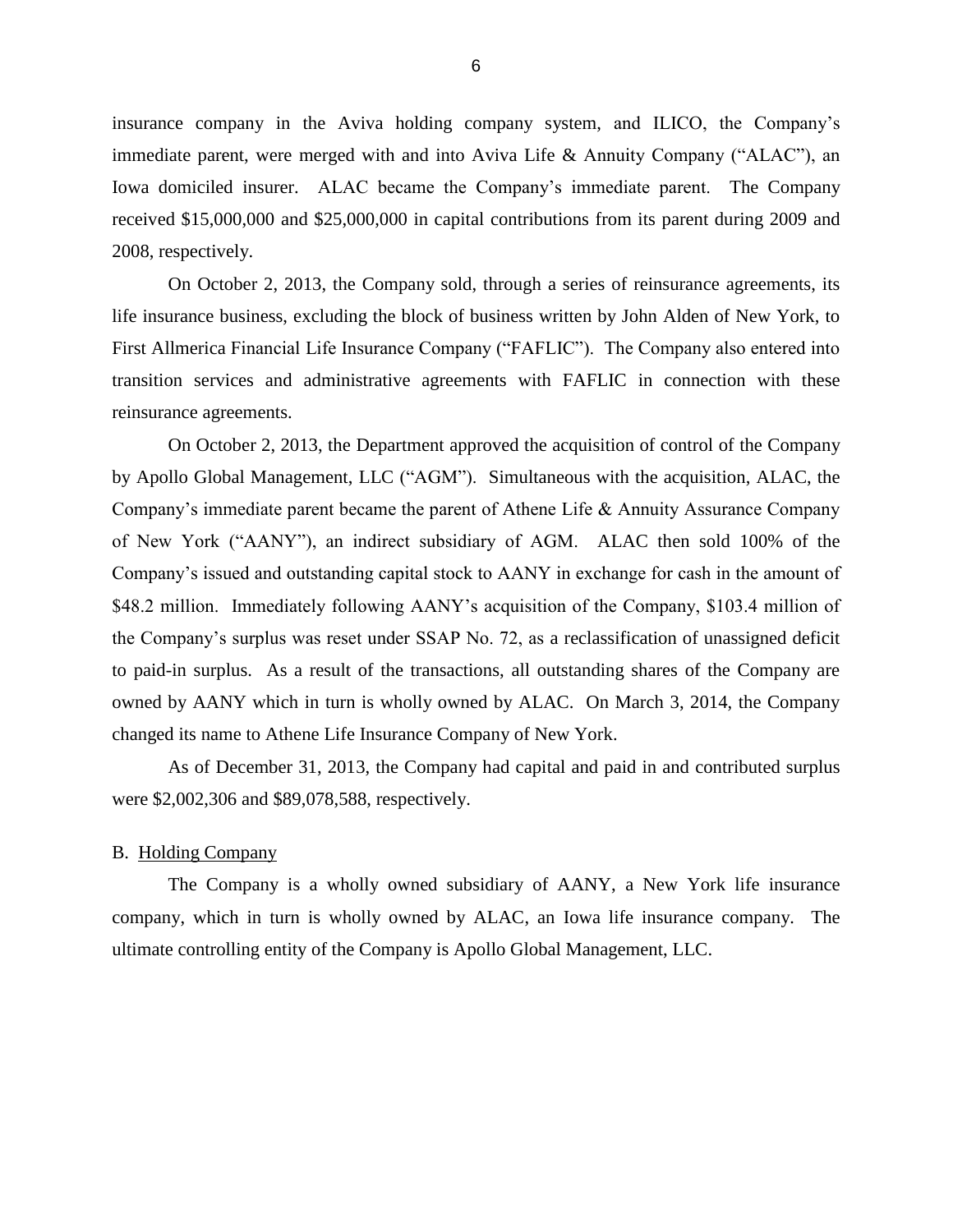insurance company in the Aviva holding company system, and ILICO, the Company's immediate parent, were merged with and into Aviva Life & Annuity Company ("ALAC"), an Iowa domiciled insurer. ALAC became the Company's immediate parent. The Company received $15,000,000 and $25,000,000 in capital contributions from its parent during 2009 and 2008, respectively.

On October 2, 2013, the Company sold, through a series of reinsurance agreements, its life insurance business, excluding the block of business written by John Alden of New York, to First Allmerica Financial Life Insurance Company ("FAFLIC"). The Company also entered into transition services and administrative agreements with FAFLIC in connection with these reinsurance agreements.

On October 2, 2013, the Department approved the acquisition of control of the Company by Apollo Global Management, LLC ("AGM"). Simultaneous with the acquisition, ALAC, the Company's immediate parent became the parent of Athene Life & Annuity Assurance Company of New York ("AANY"), an indirect subsidiary of AGM. ALAC then sold 100% of the Company's issued and outstanding capital stock to AANY in exchange for cash in the amount of $48.2 million. Immediately following AANY's acquisition of the Company, $103.4 million of the Company's surplus was reset under SSAP No. 72, as a reclassification of unassigned deficit to paid-in surplus. As a result of the transactions, all outstanding shares of the Company are owned by AANY which in turn is wholly owned by ALAC. On March 3, 2014, the Company changed its name to Athene Life Insurance Company of New York.

As of December 31, 2013, the Company had capital and paid in and contributed surplus were $2,002,306 and $89,078,588, respectively.

## B. Holding Company

The Company is a wholly owned subsidiary of AANY, a New York life insurance company, which in turn is wholly owned by ALAC, an Iowa life insurance company. The ultimate controlling entity of the Company is Apollo Global Management, LLC.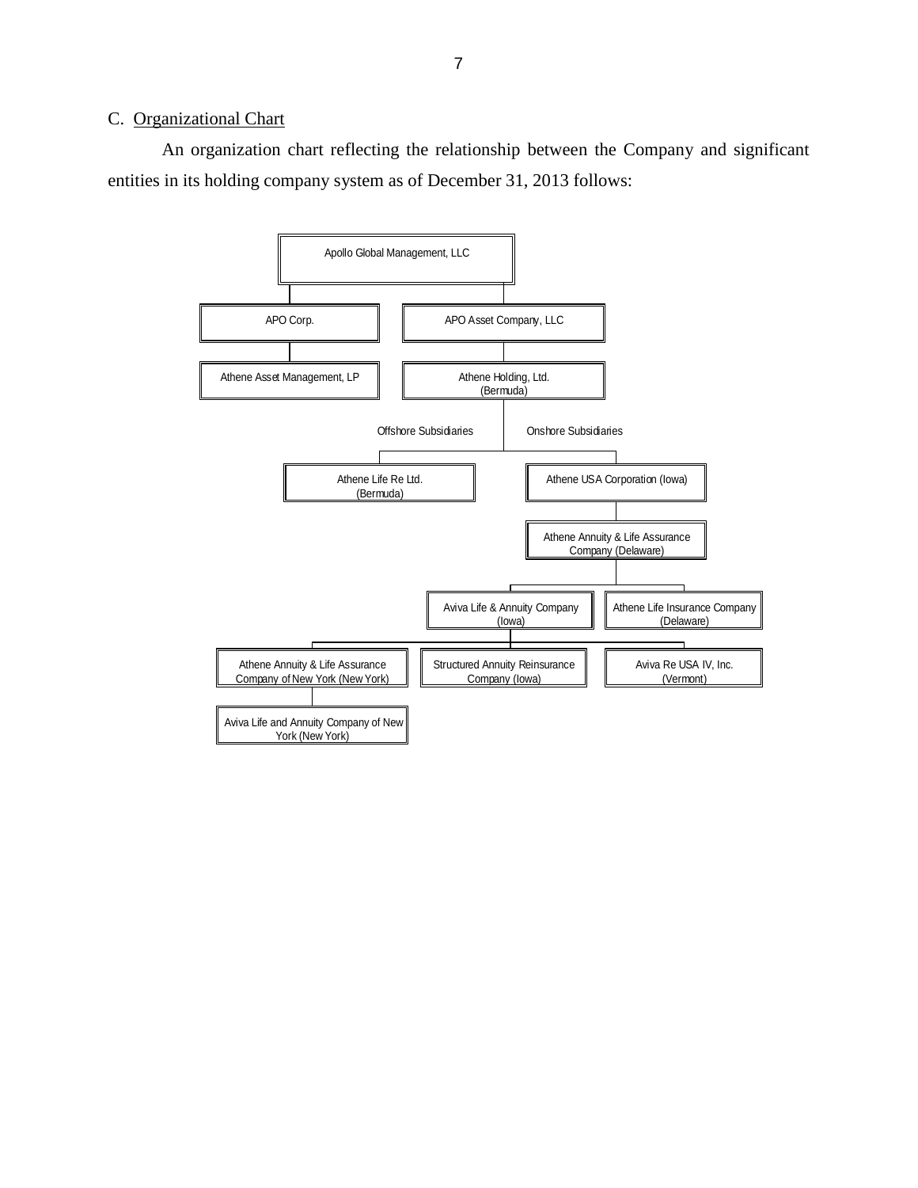C. Organizational Chart

An organization chart reflecting the relationship between the Company and significant entities in its holding company system as of December 31, 2013 follows:

- Apollo Global Management, LLC
  - APO Corp.
    - Athene Asset Management, LP
  - APO Asset Company, LLC
    - Athene Holding, Ltd. (Bermuda)
      - Offshore Subsidiaries
        - Athene Life Re Ltd. (Bermuda)
      - Onshore Subsidiaries
        - Athene USA Corporation (Iowa)
          - Athene Annuity & Life Assurance Company (Delaware)
            - Aviva Life & Annuity Company (Iowa)
              - Athene Annuity & Life Assurance Company of New York (New York)
                - Aviva Life and Annuity Company of New York (New York)
              - Structured Annuity Reinsurance Company (Iowa)
              - Aviva Re USA IV, Inc. (Vermont)
            - Athene Life Insurance Company (Delaware)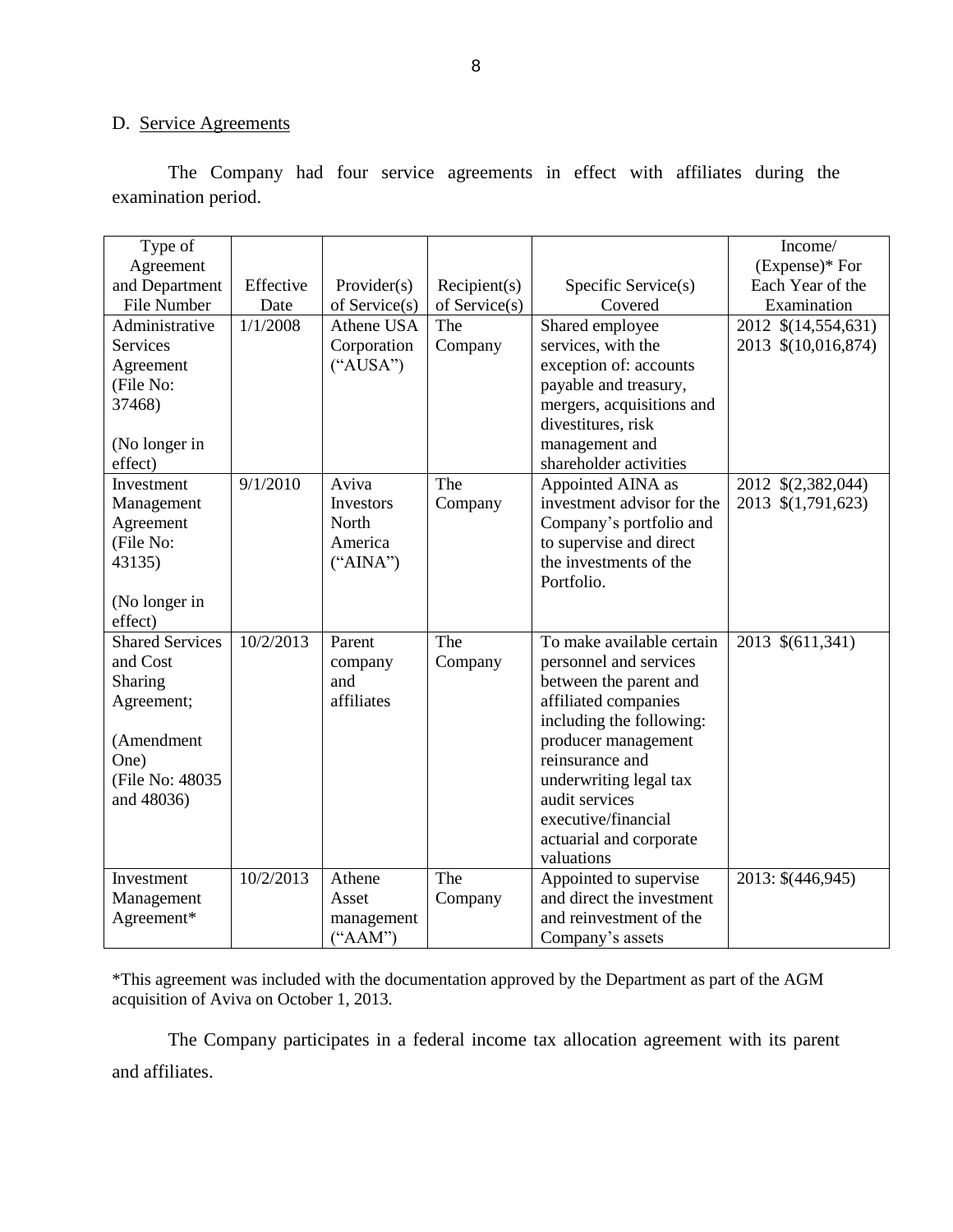D. Service Agreements

The Company had four service agreements in effect with affiliates during the examination period.

| Type of Agreement and Department File Number | Effective Date | Provider(s) of Service(s) | Recipient(s) of Service(s) | Specific Service(s) Covered | Income/ (Expense)* For Each Year of the Examination |
|---|---|---|---|---|---|
| Administrative Services Agreement (File No: 37468)<br><br>(No longer in effect) | 1/1/2008 | Athene USA Corporation ("AUSA") | The Company | Shared employee services, with the exception of: accounts payable and treasury, mergers, acquisitions and divestitures, risk management and shareholder activities | 2012 $(14,554,631)<br>2013 $(10,016,874) |
| Investment Management Agreement (File No: 43135)<br><br>(No longer in effect) | 9/1/2010 | Aviva Investors North America ("AINA") | The Company | Appointed AINA as investment advisor for the Company's portfolio and to supervise and direct the investments of the Portfolio. | 2012 $(2,382,044)<br>2013 $(1,791,623) |
| Shared Services and Cost Sharing Agreement;<br><br>(Amendment One)<br>(File No: 48035 and 48036) | 10/2/2013 | Parent company and affiliates | The Company | To make available certain personnel and services between the parent and affiliated companies including the following: producer management reinsurance and underwriting legal tax audit services executive/financial actuarial and corporate valuations | 2013 $(611,341) |
| Investment Management Agreement* | 10/2/2013 | Athene Asset management ("AAM") | The Company | Appointed to supervise and direct the investment and reinvestment of the Company's assets | 2013: $(446,945) |

*This agreement was included with the documentation approved by the Department as part of the AGM acquisition of Aviva on October 1, 2013.

The Company participates in a federal income tax allocation agreement with its parent and affiliates.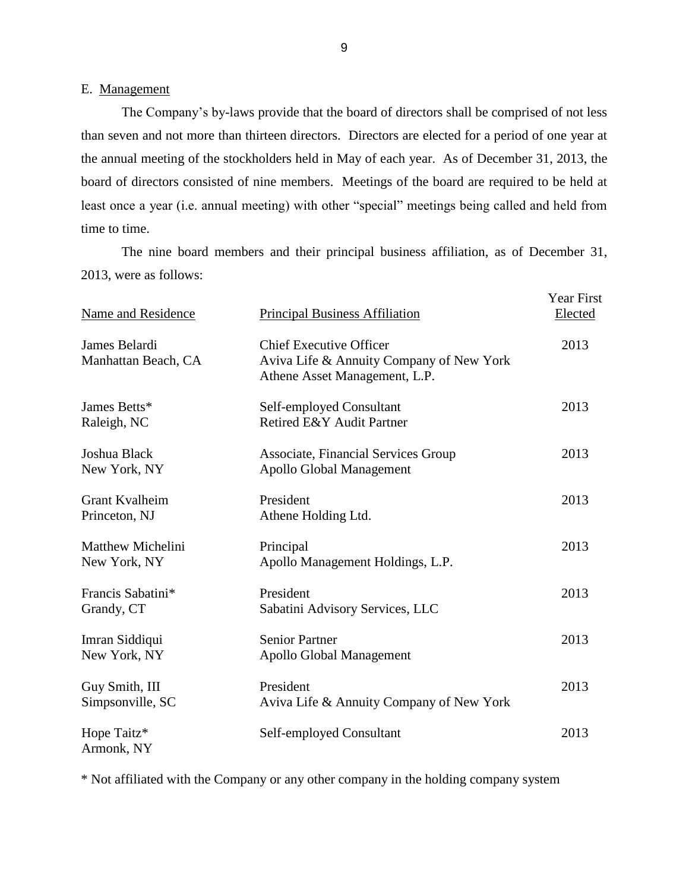E. Management

The Company's by-laws provide that the board of directors shall be comprised of not less than seven and not more than thirteen directors. Directors are elected for a period of one year at the annual meeting of the stockholders held in May of each year. As of December 31, 2013, the board of directors consisted of nine members. Meetings of the board are required to be held at least once a year (i.e. annual meeting) with other "special" meetings being called and held from time to time.

The nine board members and their principal business affiliation, as of December 31, 2013, were as follows:

| Name and Residence | Principal Business Affiliation | Year First Elected |
|---|---|---|
| James Belardi<br>Manhattan Beach, CA | Chief Executive Officer<br>Aviva Life & Annuity Company of New York<br>Athene Asset Management, L.P. | 2013 |
| James Betts*<br>Raleigh, NC | Self-employed Consultant<br>Retired E&Y Audit Partner | 2013 |
| Joshua Black<br>New York, NY | Associate, Financial Services Group<br>Apollo Global Management | 2013 |
| Grant Kvalheim<br>Princeton, NJ | President<br>Athene Holding Ltd. | 2013 |
| Matthew Michelini<br>New York, NY | Principal<br>Apollo Management Holdings, L.P. | 2013 |
| Francis Sabatini*<br>Grandy, CT | President<br>Sabatini Advisory Services, LLC | 2013 |
| Imran Siddiqui<br>New York, NY | Senior Partner<br>Apollo Global Management | 2013 |
| Guy Smith, III<br>Simpsonville, SC | President<br>Aviva Life & Annuity Company of New York | 2013 |
| Hope Taitz*<br>Armonk, NY | Self-employed Consultant | 2013 |

* Not affiliated with the Company or any other company in the holding company system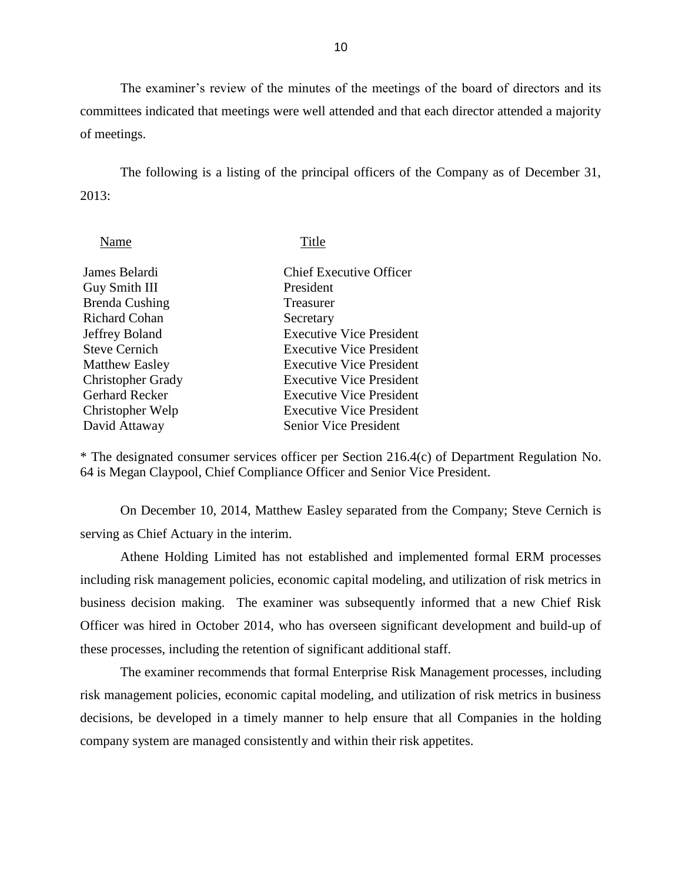The examiner's review of the minutes of the meetings of the board of directors and its committees indicated that meetings were well attended and that each director attended a majority of meetings.

The following is a listing of the principal officers of the Company as of December 31, 2013:

| Name | Title |
|---|---|
| James Belardi | Chief Executive Officer |
| Guy Smith III | President |
| Brenda Cushing | Treasurer |
| Richard Cohan | Secretary |
| Jeffrey Boland | Executive Vice President |
| Steve Cernich | Executive Vice President |
| Matthew Easley | Executive Vice President |
| Christopher Grady | Executive Vice President |
| Gerhard Recker | Executive Vice President |
| Christopher Welp | Executive Vice President |
| David Attaway | Senior Vice President |

* The designated consumer services officer per Section 216.4(c) of Department Regulation No. 64 is Megan Claypool, Chief Compliance Officer and Senior Vice President.

On December 10, 2014, Matthew Easley separated from the Company; Steve Cernich is serving as Chief Actuary in the interim.

Athene Holding Limited has not established and implemented formal ERM processes including risk management policies, economic capital modeling, and utilization of risk metrics in business decision making. The examiner was subsequently informed that a new Chief Risk Officer was hired in October 2014, who has overseen significant development and build-up of these processes, including the retention of significant additional staff.

The examiner recommends that formal Enterprise Risk Management processes, including risk management policies, economic capital modeling, and utilization of risk metrics in business decisions, be developed in a timely manner to help ensure that all Companies in the holding company system are managed consistently and within their risk appetites.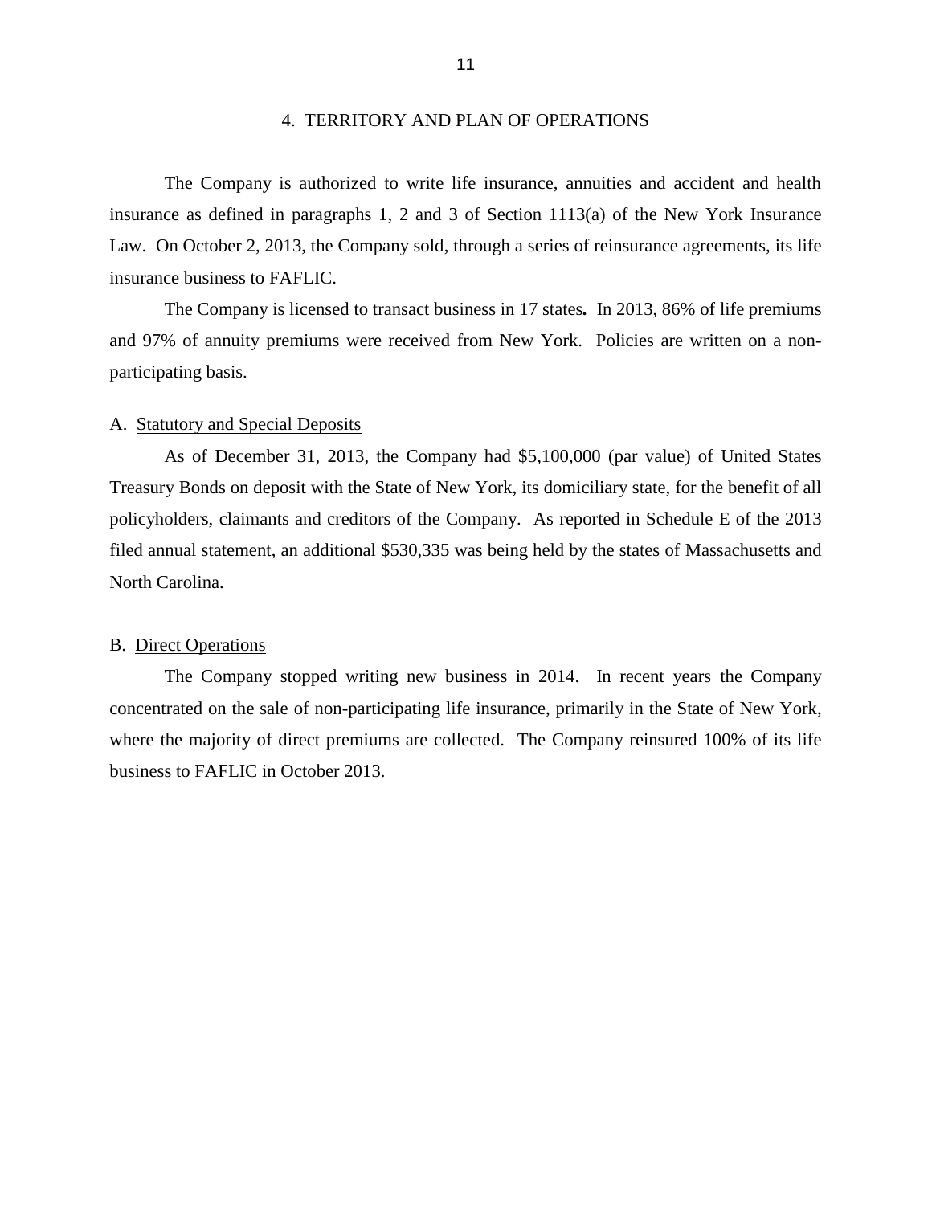## 4. TERRITORY AND PLAN OF OPERATIONS

The Company is authorized to write life insurance, annuities and accident and health insurance as defined in paragraphs 1, 2 and 3 of Section 1113(a) of the New York Insurance Law. On October 2, 2013, the Company sold, through a series of reinsurance agreements, its life insurance business to FAFLIC.

The Company is licensed to transact business in 17 states**.** In 2013, 86% of life premiums and 97% of annuity premiums were received from New York. Policies are written on a non-participating basis.

### A. Statutory and Special Deposits

As of December 31, 2013, the Company had $5,100,000 (par value) of United States Treasury Bonds on deposit with the State of New York, its domiciliary state, for the benefit of all policyholders, claimants and creditors of the Company. As reported in Schedule E of the 2013 filed annual statement, an additional $530,335 was being held by the states of Massachusetts and North Carolina.

### B. Direct Operations

The Company stopped writing new business in 2014. In recent years the Company concentrated on the sale of non-participating life insurance, primarily in the State of New York, where the majority of direct premiums are collected. The Company reinsured 100% of its life business to FAFLIC in October 2013.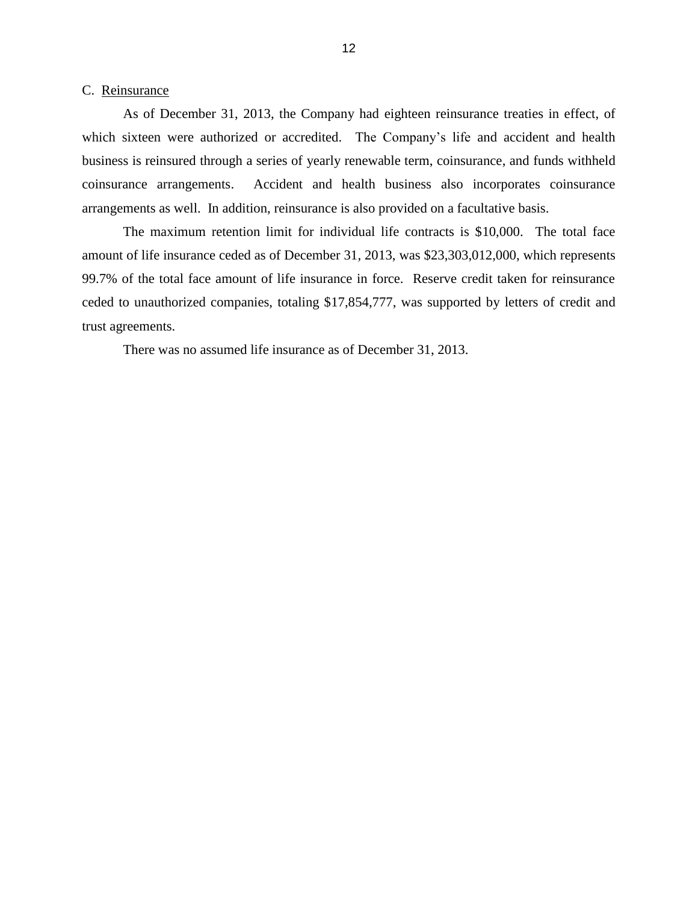C. Reinsurance

As of December 31, 2013, the Company had eighteen reinsurance treaties in effect, of which sixteen were authorized or accredited. The Company's life and accident and health business is reinsured through a series of yearly renewable term, coinsurance, and funds withheld coinsurance arrangements. Accident and health business also incorporates coinsurance arrangements as well. In addition, reinsurance is also provided on a facultative basis.

The maximum retention limit for individual life contracts is $10,000. The total face amount of life insurance ceded as of December 31, 2013, was $23,303,012,000, which represents 99.7% of the total face amount of life insurance in force. Reserve credit taken for reinsurance ceded to unauthorized companies, totaling $17,854,777, was supported by letters of credit and trust agreements.

There was no assumed life insurance as of December 31, 2013.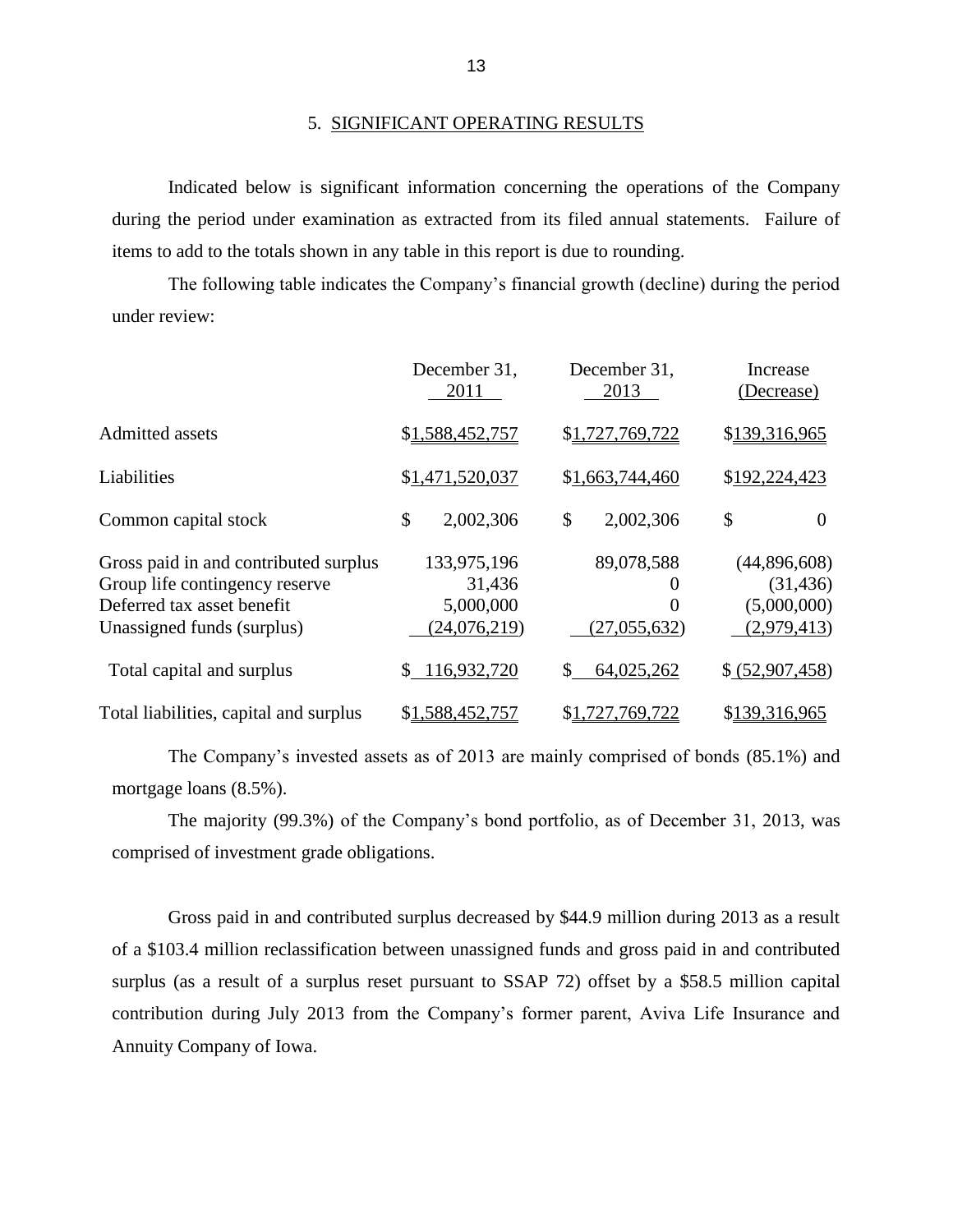## 5. SIGNIFICANT OPERATING RESULTS

Indicated below is significant information concerning the operations of the Company during the period under examination as extracted from its filed annual statements. Failure of items to add to the totals shown in any table in this report is due to rounding.

The following table indicates the Company's financial growth (decline) during the period under review:

| | December 31, 2011 | December 31, 2013 | Increase (Decrease) |
|---|---|---|---|
| Admitted assets | $1,588,452,757 | $1,727,769,722 | $139,316,965 |
| Liabilities | $1,471,520,037 | $1,663,744,460 | $192,224,423 |
| Common capital stock | $ 2,002,306 | $ 2,002,306 | $ 0 |
| Gross paid in and contributed surplus | 133,975,196 | 89,078,588 | (44,896,608) |
| Group life contingency reserve | 31,436 | 0 | (31,436) |
| Deferred tax asset benefit | 5,000,000 | 0 | (5,000,000) |
| Unassigned funds (surplus) | (24,076,219) | (27,055,632) | (2,979,413) |
| Total capital and surplus | $ 116,932,720 | $ 64,025,262 | $ (52,907,458) |
| Total liabilities, capital and surplus | $1,588,452,757 | $1,727,769,722 | $139,316,965 |

The Company's invested assets as of 2013 are mainly comprised of bonds (85.1%) and mortgage loans (8.5%).

The majority (99.3%) of the Company's bond portfolio, as of December 31, 2013, was comprised of investment grade obligations.

Gross paid in and contributed surplus decreased by $44.9 million during 2013 as a result of a $103.4 million reclassification between unassigned funds and gross paid in and contributed surplus (as a result of a surplus reset pursuant to SSAP 72) offset by a $58.5 million capital contribution during July 2013 from the Company's former parent, Aviva Life Insurance and Annuity Company of Iowa.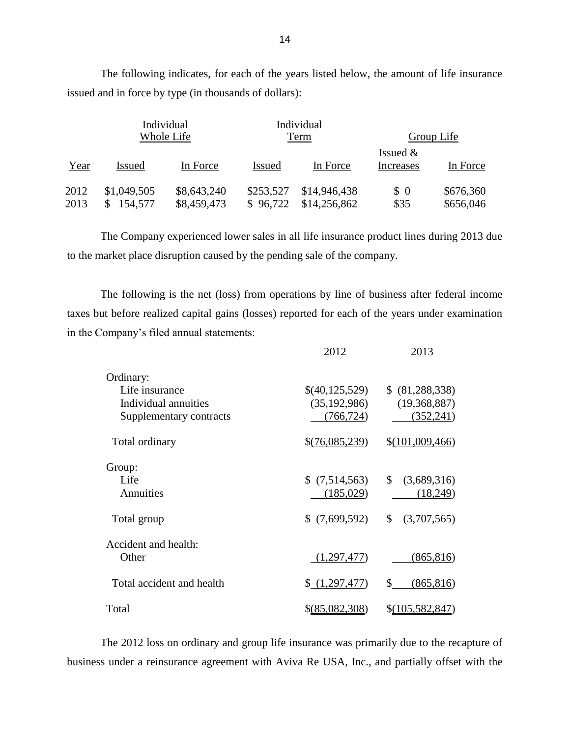The following indicates, for each of the years listed below, the amount of life insurance issued and in force by type (in thousands of dollars):

| | Individual Whole Life | | Individual Term | | Group Life | |
|---|---|---|---|---|---|---|
| Year | Issued | In Force | Issued | In Force | Issued & Increases | In Force |
| 2012 | $1,049,505 | $8,643,240 | $253,527 | $14,946,438 | $ 0 | $676,360 |
| 2013 | $ 154,577 | $8,459,473 | $ 96,722 | $14,256,862 | $35 | $656,046 |

The Company experienced lower sales in all life insurance product lines during 2013 due to the market place disruption caused by the pending sale of the company.

The following is the net (loss) from operations by line of business after federal income taxes but before realized capital gains (losses) reported for each of the years under examination in the Company's filed annual statements:

| | 2012 | 2013 |
|---|---|---|
| Ordinary: | | |
| Life insurance | $(40,125,529) | $ (81,288,338) |
| Individual annuities | (35,192,986) | (19,368,887) |
| Supplementary contracts | (766,724) | (352,241) |
| Total ordinary | $(76,085,239) | $(101,009,466) |
| Group: | | |
| Life | $ (7,514,563) | $ (3,689,316) |
| Annuities | (185,029) | (18,249) |
| Total group | $ (7,699,592) | $ (3,707,565) |
| Accident and health: | | |
| Other | (1,297,477) | (865,816) |
| Total accident and health | $ (1,297,477) | $ (865,816) |
| Total | $(85,082,308) | $(105,582,847) |

The 2012 loss on ordinary and group life insurance was primarily due to the recapture of business under a reinsurance agreement with Aviva Re USA, Inc., and partially offset with the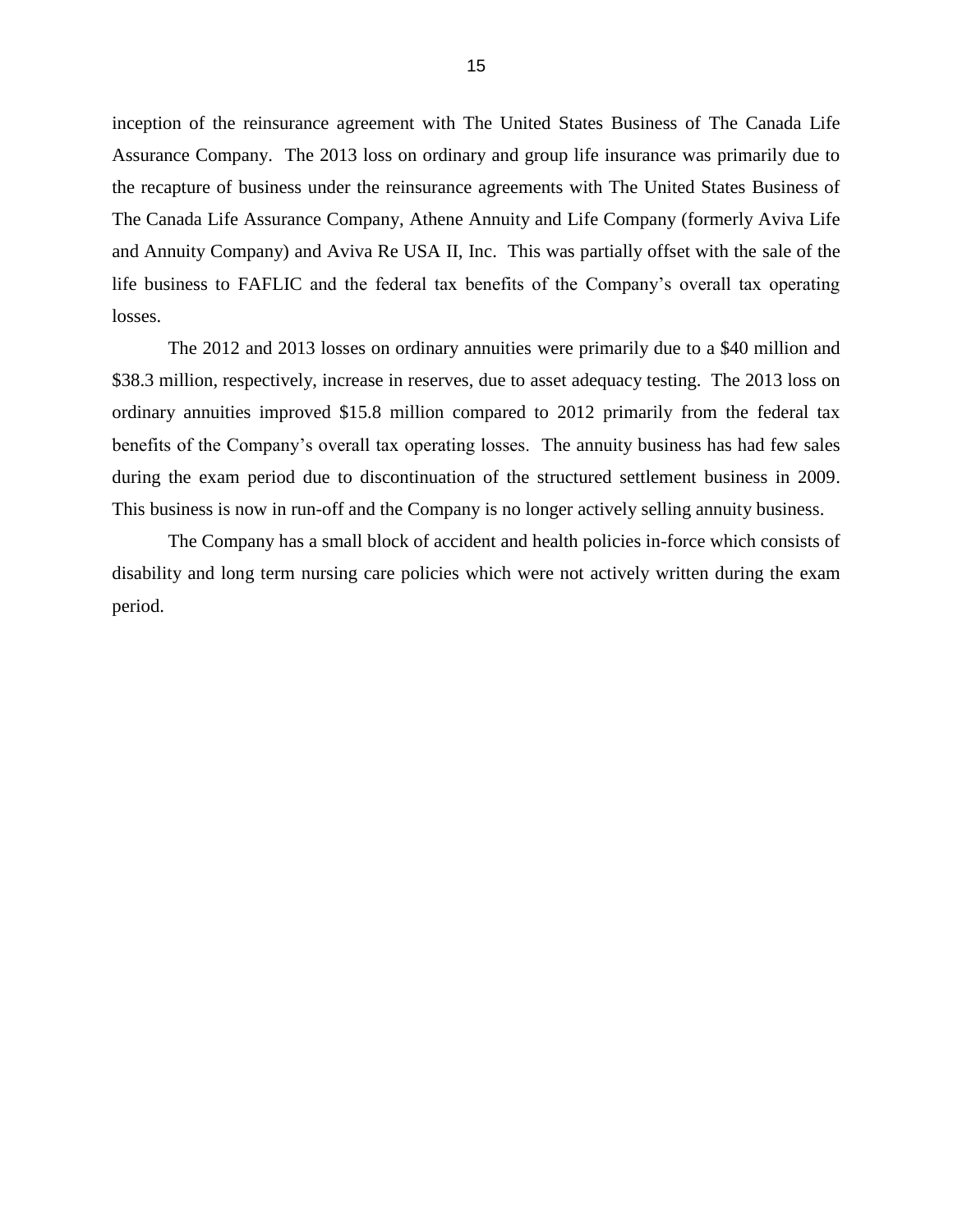inception of the reinsurance agreement with The United States Business of The Canada Life Assurance Company. The 2013 loss on ordinary and group life insurance was primarily due to the recapture of business under the reinsurance agreements with The United States Business of The Canada Life Assurance Company, Athene Annuity and Life Company (formerly Aviva Life and Annuity Company) and Aviva Re USA II, Inc. This was partially offset with the sale of the life business to FAFLIC and the federal tax benefits of the Company's overall tax operating losses.

The 2012 and 2013 losses on ordinary annuities were primarily due to a $40 million and $38.3 million, respectively, increase in reserves, due to asset adequacy testing. The 2013 loss on ordinary annuities improved $15.8 million compared to 2012 primarily from the federal tax benefits of the Company's overall tax operating losses. The annuity business has had few sales during the exam period due to discontinuation of the structured settlement business in 2009. This business is now in run-off and the Company is no longer actively selling annuity business.

The Company has a small block of accident and health policies in-force which consists of disability and long term nursing care policies which were not actively written during the exam period.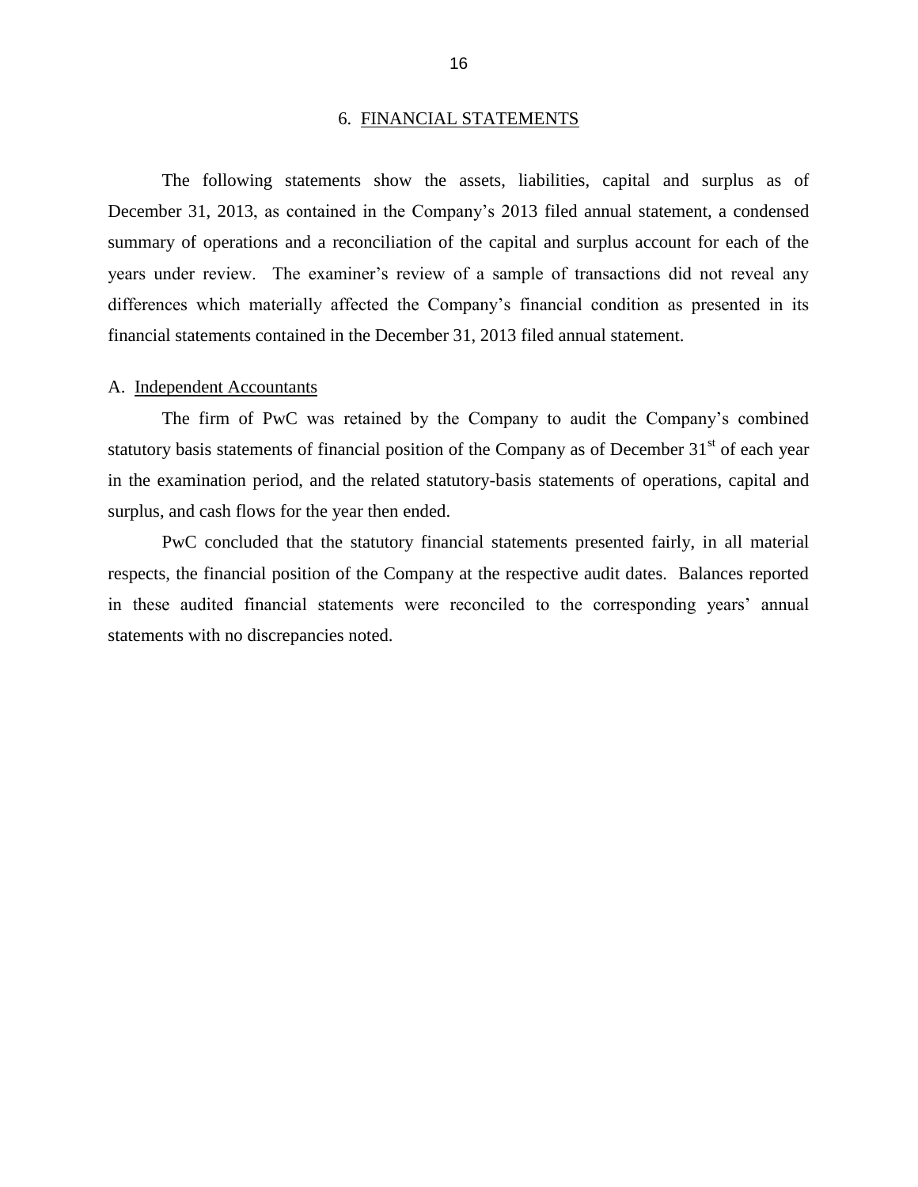## 6. FINANCIAL STATEMENTS

The following statements show the assets, liabilities, capital and surplus as of December 31, 2013, as contained in the Company's 2013 filed annual statement, a condensed summary of operations and a reconciliation of the capital and surplus account for each of the years under review. The examiner's review of a sample of transactions did not reveal any differences which materially affected the Company's financial condition as presented in its financial statements contained in the December 31, 2013 filed annual statement.

### A. Independent Accountants

The firm of PwC was retained by the Company to audit the Company's combined statutory basis statements of financial position of the Company as of December 31st of each year in the examination period, and the related statutory-basis statements of operations, capital and surplus, and cash flows for the year then ended.

PwC concluded that the statutory financial statements presented fairly, in all material respects, the financial position of the Company at the respective audit dates. Balances reported in these audited financial statements were reconciled to the corresponding years' annual statements with no discrepancies noted.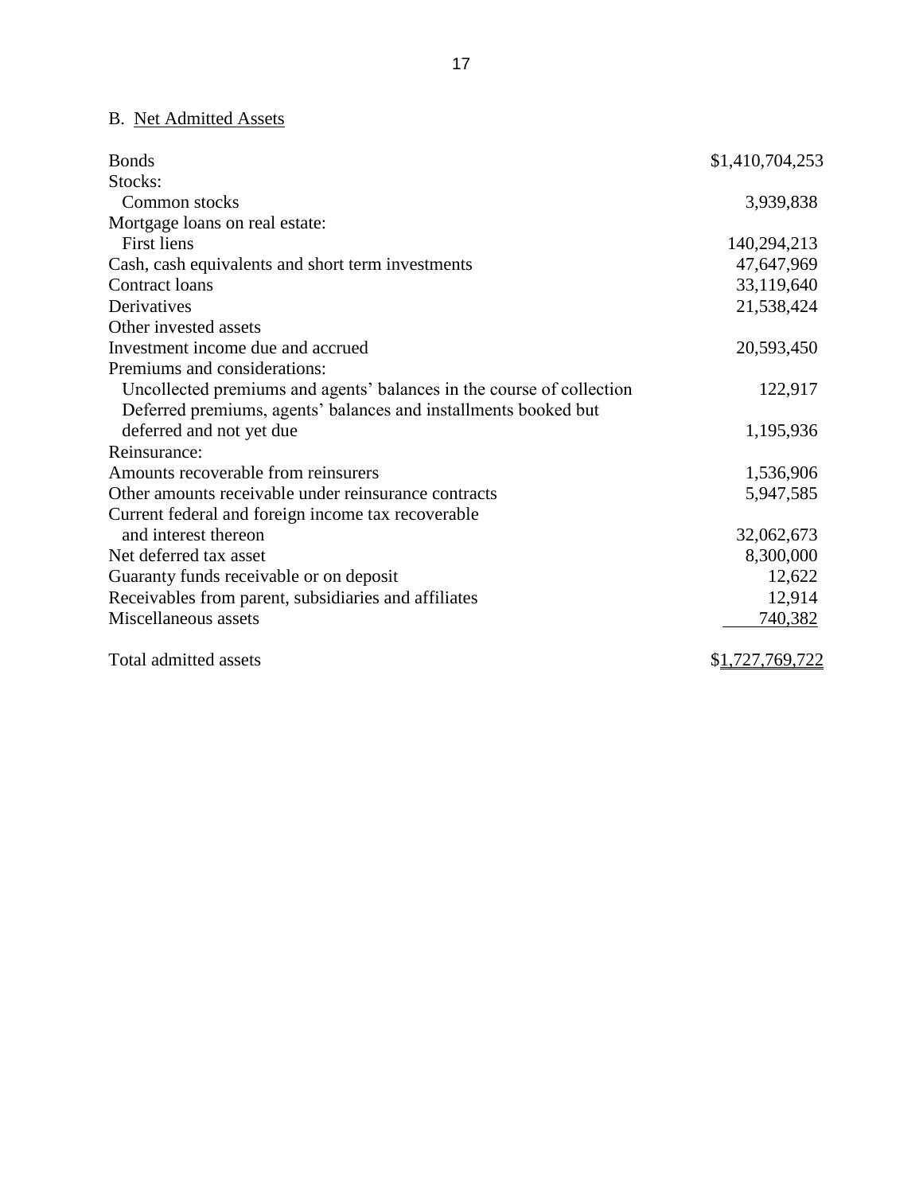B. Net Admitted Assets

| | |
|---|---|
| Bonds | $1,410,704,253 |
| Stocks: | |
| Common stocks | 3,939,838 |
| Mortgage loans on real estate: | |
| First liens | 140,294,213 |
| Cash, cash equivalents and short term investments | 47,647,969 |
| Contract loans | 33,119,640 |
| Derivatives | 21,538,424 |
| Other invested assets | |
| Investment income due and accrued | 20,593,450 |
| Premiums and considerations: | |
| Uncollected premiums and agents' balances in the course of collection | 122,917 |
| Deferred premiums, agents' balances and installments booked but deferred and not yet due | 1,195,936 |
| Reinsurance: | |
| Amounts recoverable from reinsurers | 1,536,906 |
| Other amounts receivable under reinsurance contracts | 5,947,585 |
| Current federal and foreign income tax recoverable and interest thereon | 32,062,673 |
| Net deferred tax asset | 8,300,000 |
| Guaranty funds receivable or on deposit | 12,622 |
| Receivables from parent, subsidiaries and affiliates | 12,914 |
| Miscellaneous assets | 740,382 |
| Total admitted assets | $1,727,769,722 |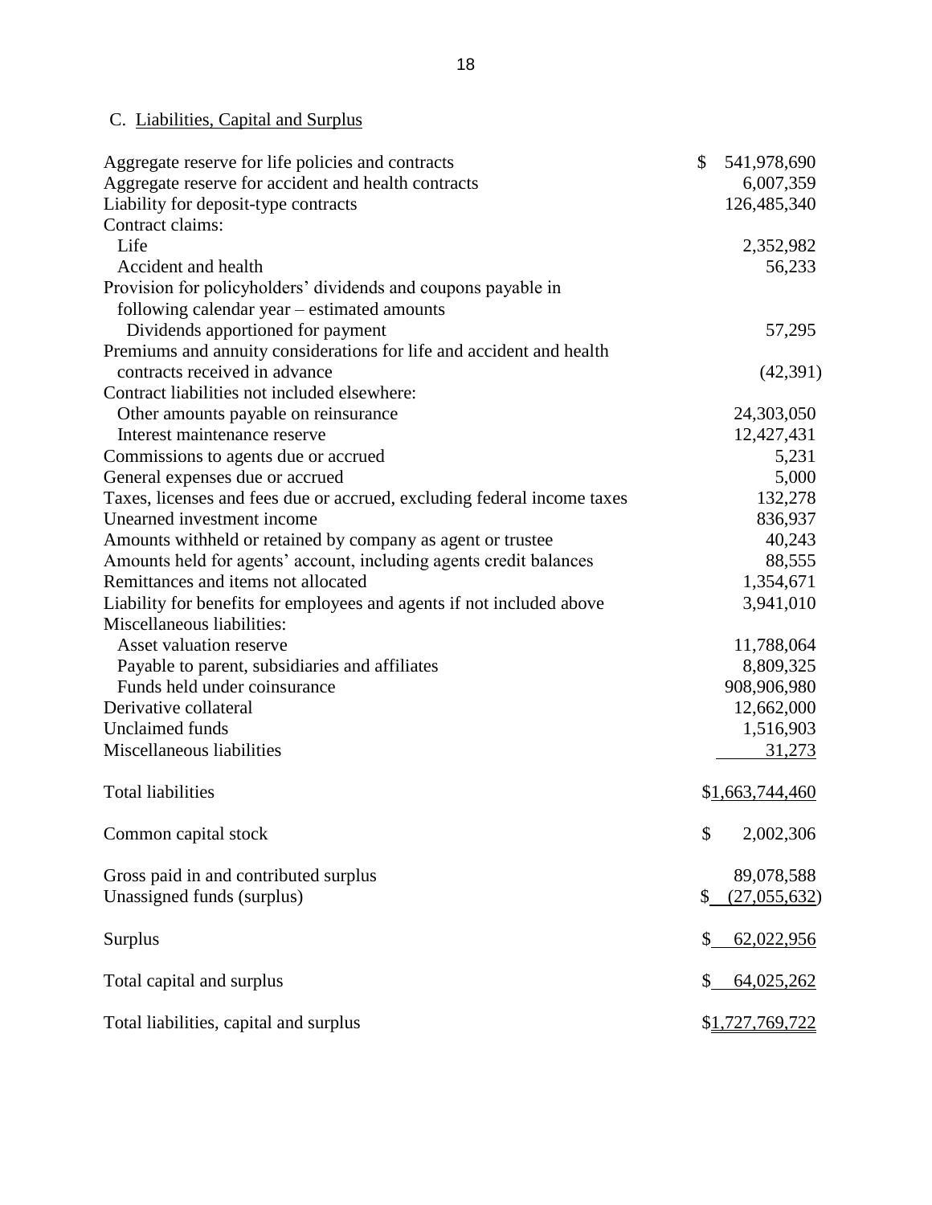### C. Liabilities, Capital and Surplus

| | |
|---|---|
| Aggregate reserve for life policies and contracts | $ 541,978,690 |
| Aggregate reserve for accident and health contracts | 6,007,359 |
| Liability for deposit-type contracts | 126,485,340 |
| Contract claims: | |
| Life | 2,352,982 |
| Accident and health | 56,233 |
| Provision for policyholders' dividends and coupons payable in following calendar year – estimated amounts | |
| Dividends apportioned for payment | 57,295 |
| Premiums and annuity considerations for life and accident and health contracts received in advance | (42,391) |
| Contract liabilities not included elsewhere: | |
| Other amounts payable on reinsurance | 24,303,050 |
| Interest maintenance reserve | 12,427,431 |
| Commissions to agents due or accrued | 5,231 |
| General expenses due or accrued | 5,000 |
| Taxes, licenses and fees due or accrued, excluding federal income taxes | 132,278 |
| Unearned investment income | 836,937 |
| Amounts withheld or retained by company as agent or trustee | 40,243 |
| Amounts held for agents' account, including agents credit balances | 88,555 |
| Remittances and items not allocated | 1,354,671 |
| Liability for benefits for employees and agents if not included above | 3,941,010 |
| Miscellaneous liabilities: | |
| Asset valuation reserve | 11,788,064 |
| Payable to parent, subsidiaries and affiliates | 8,809,325 |
| Funds held under coinsurance | 908,906,980 |
| Derivative collateral | 12,662,000 |
| Unclaimed funds | 1,516,903 |
| Miscellaneous liabilities | 31,273 |
| Total liabilities | $1,663,744,460 |
| Common capital stock | $ 2,002,306 |
| Gross paid in and contributed surplus | 89,078,588 |
| Unassigned funds (surplus) | $ (27,055,632) |
| Surplus | $ 62,022,956 |
| Total capital and surplus | $ 64,025,262 |
| Total liabilities, capital and surplus | $1,727,769,722 |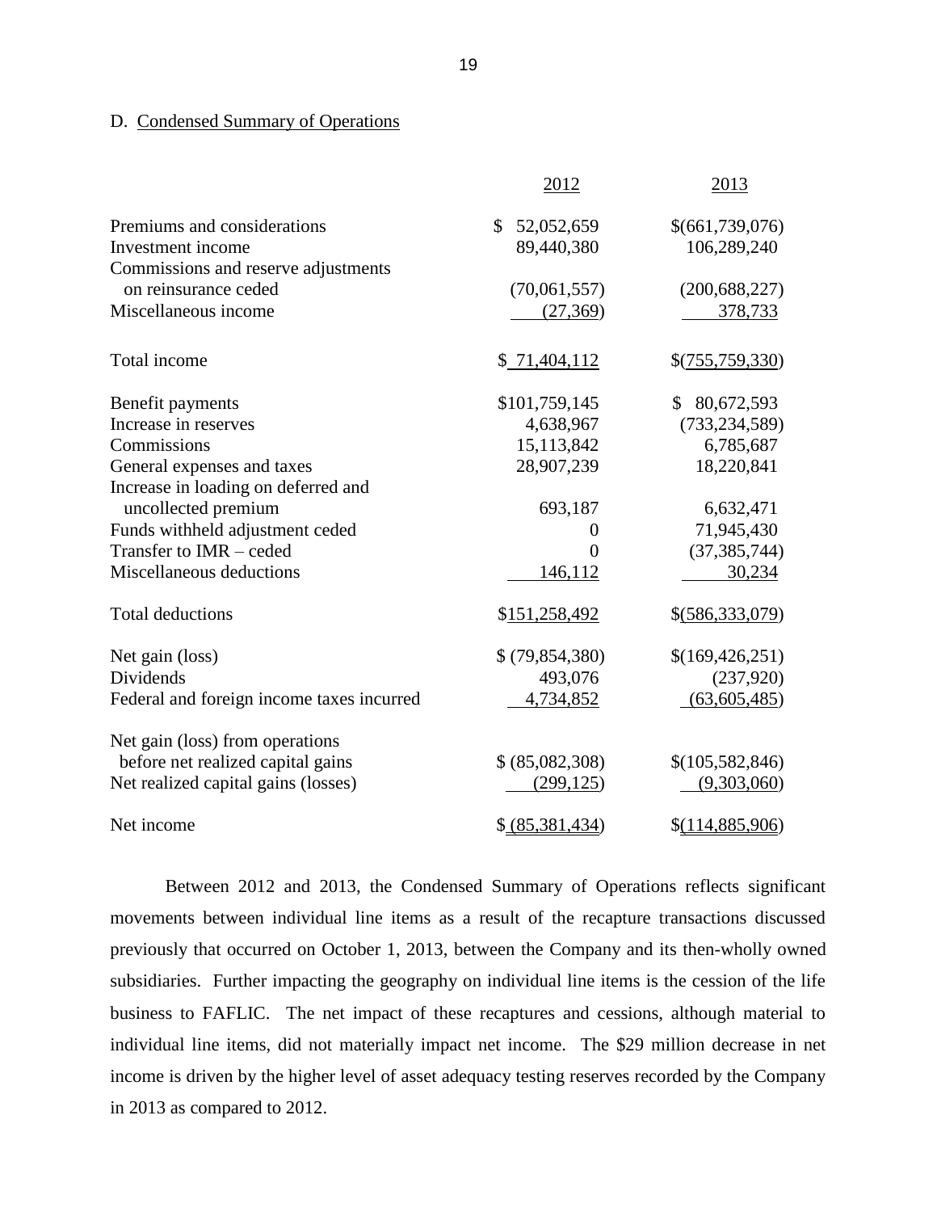D. Condensed Summary of Operations

| | 2012 | 2013 |
|---|---|---|
| Premiums and considerations | $ 52,052,659 | $(661,739,076) |
| Investment income | 89,440,380 | 106,289,240 |
| Commissions and reserve adjustments on reinsurance ceded | (70,061,557) | (200,688,227) |
| Miscellaneous income | (27,369) | 378,733 |
| Total income | $ 71,404,112 | $(755,759,330) |
| Benefit payments | $101,759,145 | $ 80,672,593 |
| Increase in reserves | 4,638,967 | (733,234,589) |
| Commissions | 15,113,842 | 6,785,687 |
| General expenses and taxes | 28,907,239 | 18,220,841 |
| Increase in loading on deferred and uncollected premium | 693,187 | 6,632,471 |
| Funds withheld adjustment ceded | 0 | 71,945,430 |
| Transfer to IMR – ceded | 0 | (37,385,744) |
| Miscellaneous deductions | 146,112 | 30,234 |
| Total deductions | $151,258,492 | $(586,333,079) |
| Net gain (loss) | $ (79,854,380) | $(169,426,251) |
| Dividends | 493,076 | (237,920) |
| Federal and foreign income taxes incurred | 4,734,852 | (63,605,485) |
| Net gain (loss) from operations before net realized capital gains | $ (85,082,308) | $(105,582,846) |
| Net realized capital gains (losses) | (299,125) | (9,303,060) |
| Net income | $ (85,381,434) | $(114,885,906) |

Between 2012 and 2013, the Condensed Summary of Operations reflects significant movements between individual line items as a result of the recapture transactions discussed previously that occurred on October 1, 2013, between the Company and its then-wholly owned subsidiaries. Further impacting the geography on individual line items is the cession of the life business to FAFLIC. The net impact of these recaptures and cessions, although material to individual line items, did not materially impact net income. The $29 million decrease in net income is driven by the higher level of asset adequacy testing reserves recorded by the Company in 2013 as compared to 2012.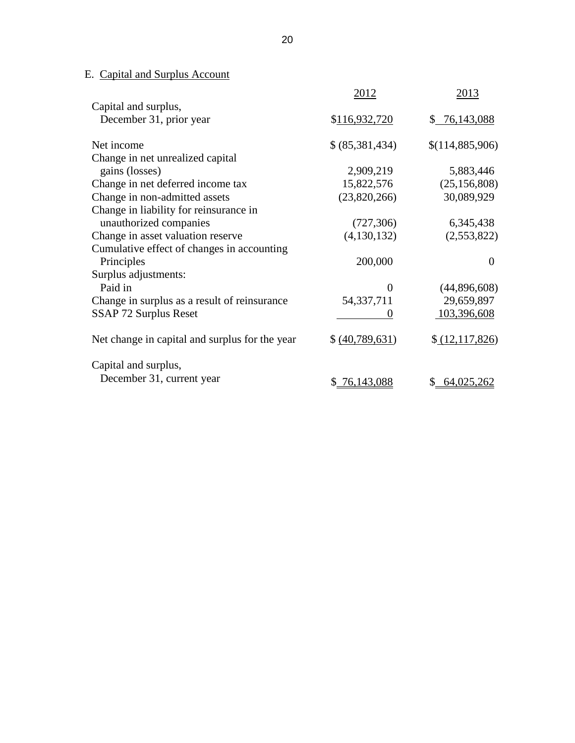## E. Capital and Surplus Account

| | 2012 | 2013 |
|---|---|---|
| Capital and surplus, December 31, prior year | $116,932,720 | $ 76,143,088 |
| Net income | $ (85,381,434) | $(114,885,906) |
| Change in net unrealized capital gains (losses) | 2,909,219 | 5,883,446 |
| Change in net deferred income tax | 15,822,576 | (25,156,808) |
| Change in non-admitted assets | (23,820,266) | 30,089,929 |
| Change in liability for reinsurance in unauthorized companies | (727,306) | 6,345,438 |
| Change in asset valuation reserve | (4,130,132) | (2,553,822) |
| Cumulative effect of changes in accounting Principles | 200,000 | 0 |
| Surplus adjustments: | | |
| Paid in | 0 | (44,896,608) |
| Change in surplus as a result of reinsurance | 54,337,711 | 29,659,897 |
| SSAP 72 Surplus Reset | 0 | 103,396,608 |
| Net change in capital and surplus for the year | $ (40,789,631) | $ (12,117,826) |
| Capital and surplus, December 31, current year | $ 76,143,088 | $ 64,025,262 |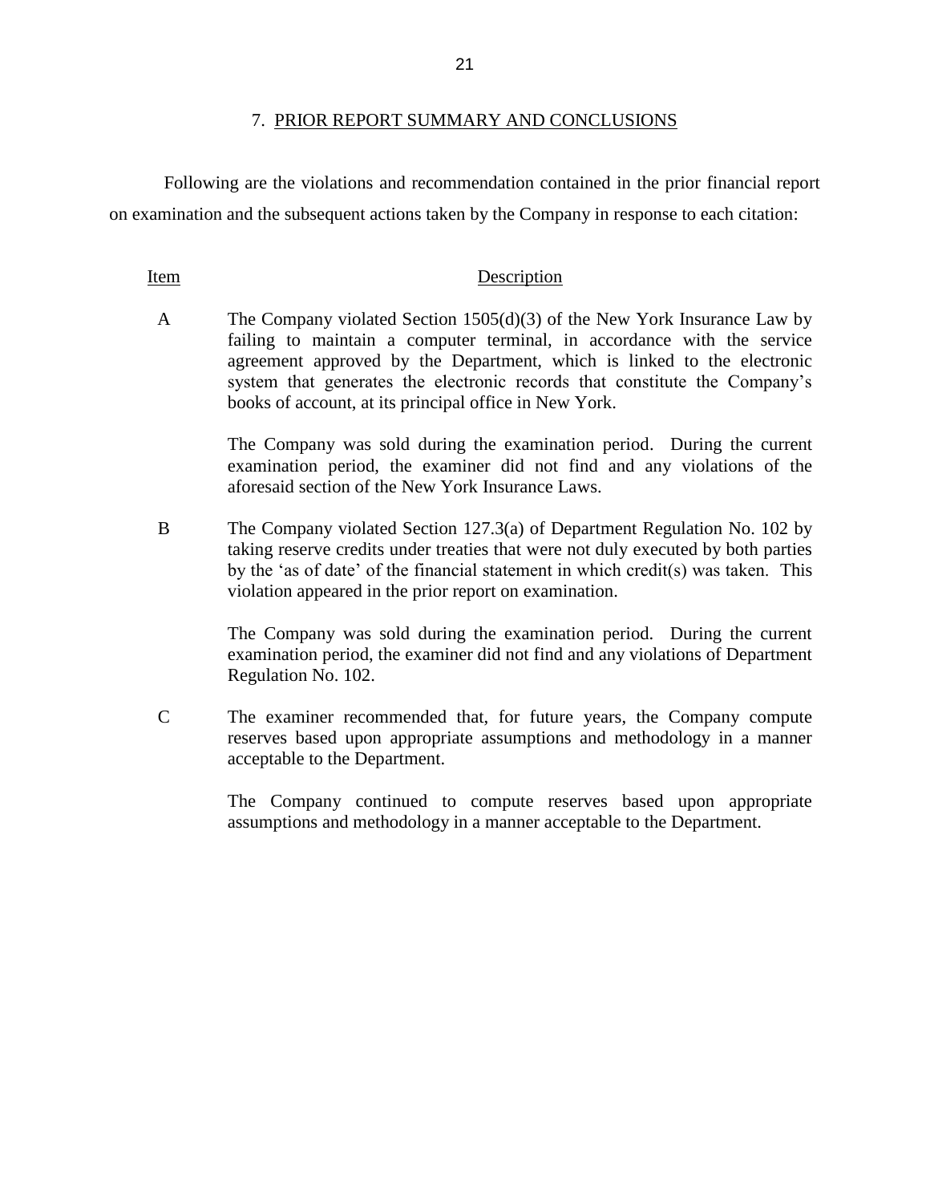## 7. PRIOR REPORT SUMMARY AND CONCLUSIONS

Following are the violations and recommendation contained in the prior financial report on examination and the subsequent actions taken by the Company in response to each citation:

| Item | Description |
|---|---|
| A | The Company violated Section 1505(d)(3) of the New York Insurance Law by failing to maintain a computer terminal, in accordance with the service agreement approved by the Department, which is linked to the electronic system that generates the electronic records that constitute the Company's books of account, at its principal office in New York.<br><br>The Company was sold during the examination period. During the current examination period, the examiner did not find and any violations of the aforesaid section of the New York Insurance Laws. |
| B | The Company violated Section 127.3(a) of Department Regulation No. 102 by taking reserve credits under treaties that were not duly executed by both parties by the 'as of date' of the financial statement in which credit(s) was taken. This violation appeared in the prior report on examination.<br><br>The Company was sold during the examination period. During the current examination period, the examiner did not find and any violations of Department Regulation No. 102. |
| C | The examiner recommended that, for future years, the Company compute reserves based upon appropriate assumptions and methodology in a manner acceptable to the Department.<br><br>The Company continued to compute reserves based upon appropriate assumptions and methodology in a manner acceptable to the Department. |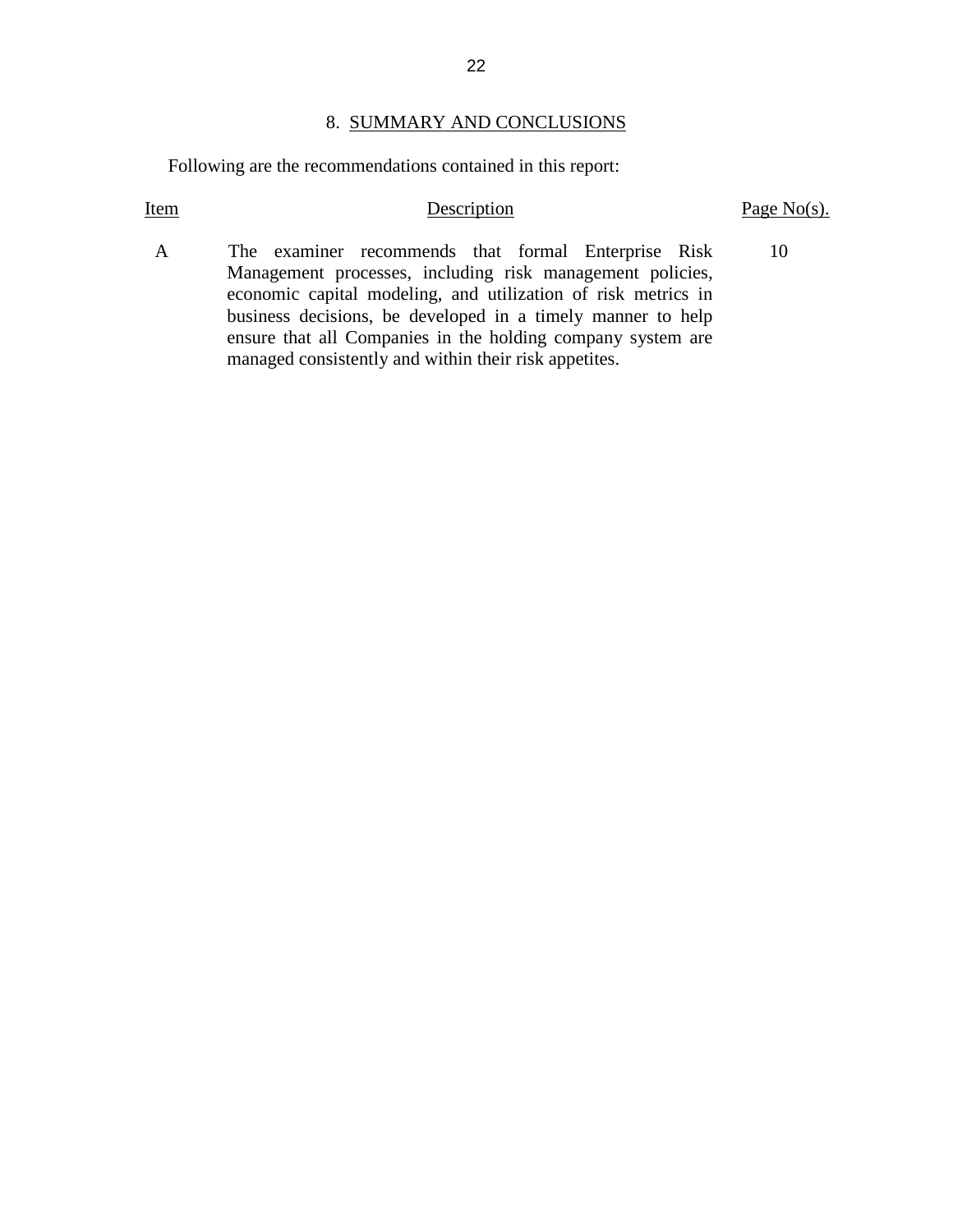## 8. SUMMARY AND CONCLUSIONS

Following are the recommendations contained in this report:

| Item | Description | Page No(s). |
|---|---|---|
| A | The examiner recommends that formal Enterprise Risk Management processes, including risk management policies, economic capital modeling, and utilization of risk metrics in business decisions, be developed in a timely manner to help ensure that all Companies in the holding company system are managed consistently and within their risk appetites. | 10 |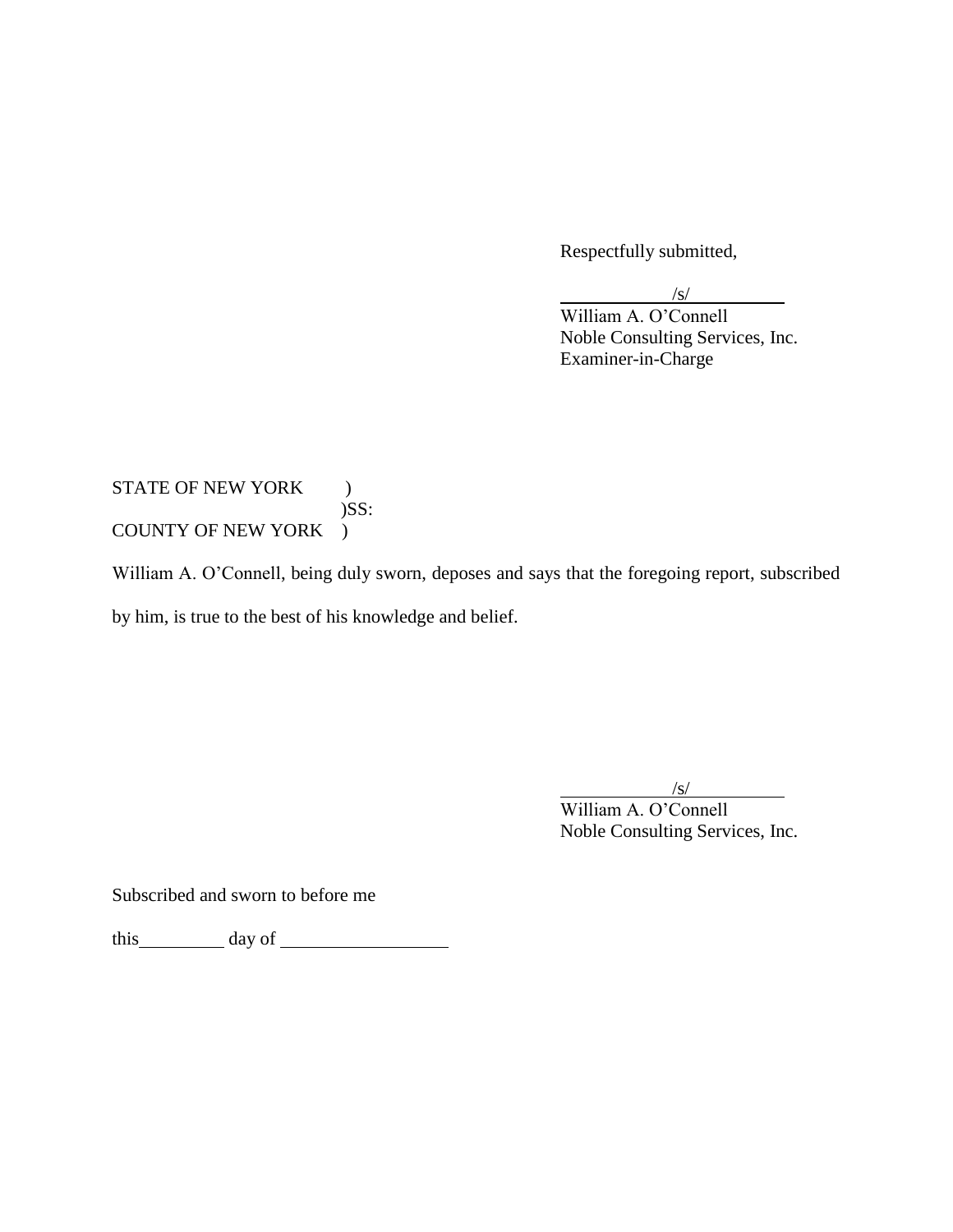Respectfully submitted,

/s/
William A. O'Connell
Noble Consulting Services, Inc.
Examiner-in-Charge

STATE OF NEW YORK )
)SS:
COUNTY OF NEW YORK )

William A. O'Connell, being duly sworn, deposes and says that the foregoing report, subscribed by him, is true to the best of his knowledge and belief.

/s/
William A. O'Connell
Noble Consulting Services, Inc.

Subscribed and sworn to before me

this\_\_\_\_\_\_\_\_\_ day of \_\_\_\_\_\_\_\_\_\_\_\_\_\_\_\_\_\_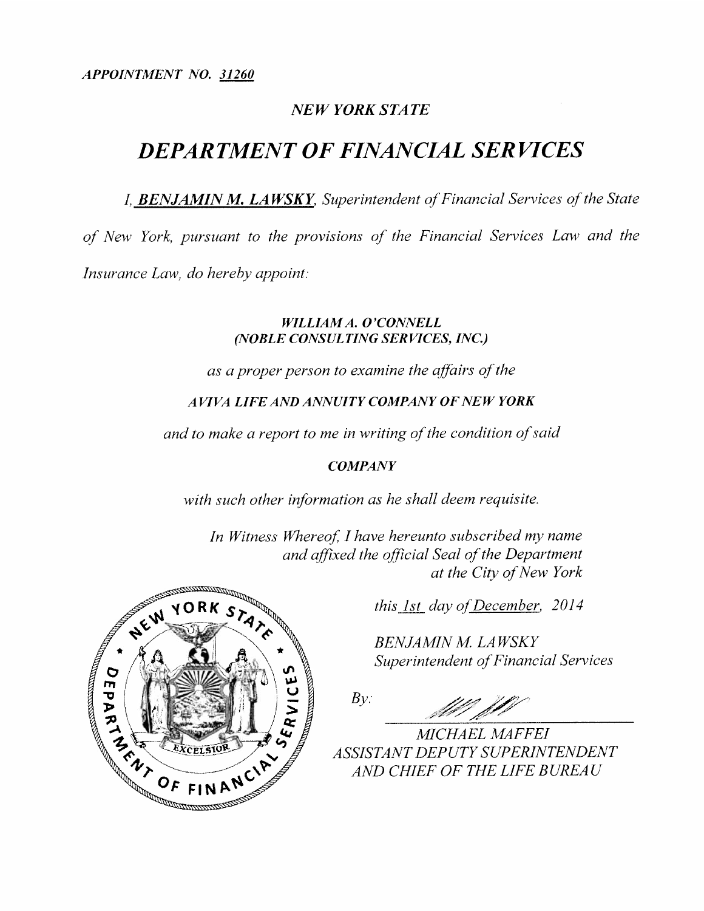*APPOINTMENT NO. 31260*

*NEW YORK STATE*

# *DEPARTMENT OF FINANCIAL SERVICES*

*I, **BENJAMIN M. LAWSKY**, Superintendent of Financial Services of the State of New York, pursuant to the provisions of the Financial Services Law and the Insurance Law, do hereby appoint:*

***WILLIAM A. O'CONNELL***
***(NOBLE CONSULTING SERVICES, INC.)***

*as a proper person to examine the affairs of the*

*AVIVA LIFE AND ANNUITY COMPANY OF NEW YORK*

*and to make a report to me in writing of the condition of said*

*COMPANY*

*with such other information as he shall deem requisite.*

*In Witness Whereof, I have hereunto subscribed my name and affixed the official Seal of the Department at the City of New York*

*this 1st day of December, 2014*

*BENJAMIN M. LAWSKY*
*Superintendent of Financial Services*

*By:*

*MICHAEL MAFFEI*
*ASSISTANT DEPUTY SUPERINTENDENT AND CHIEF OF THE LIFE BUREAU*